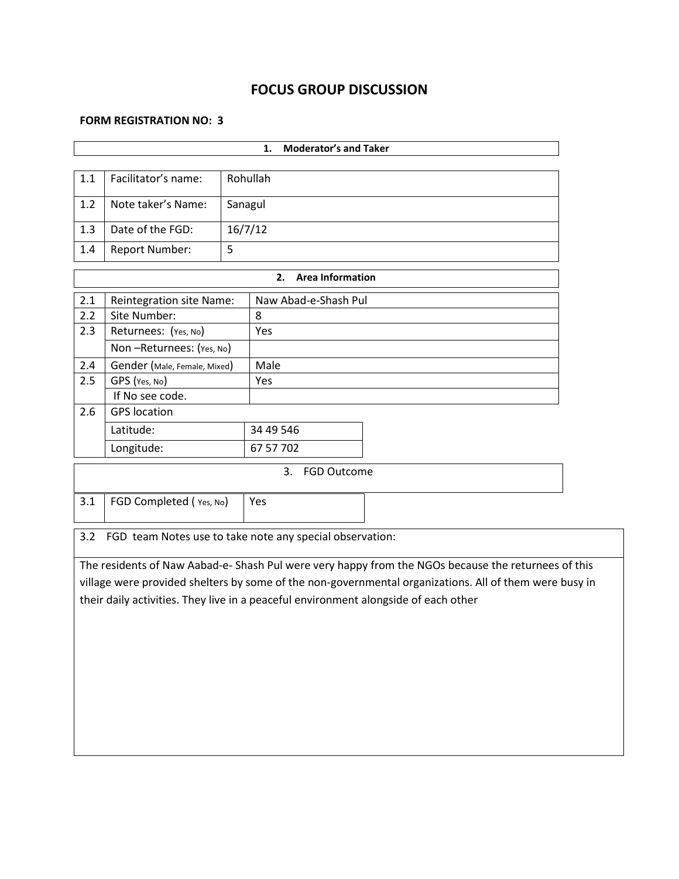# FOCUS GROUP DISCUSSION

**FORM REGISTRATION NO: 3**

| **1. Moderator's and Taker** | | |
|---|---|---|
| 1.1 | Facilitator's name: | Rohullah |
| 1.2 | Note taker's Name: | Sanagul |
| 1.3 | Date of the FGD: | 16/7/12 |
| 1.4 | Report Number: | 5 |

| **2. Area Information** | | |
|---|---|---|
| 2.1 | Reintegration site Name: | Naw Abad-e-Shash Pul |
| 2.2 | Site Number: | 8 |
| 2.3 | Returnees: (Yes, No) | Yes |
| | Non –Returnees: (Yes, No) | |
| 2.4 | Gender (Male, Female, Mixed) | Male |
| 2.5 | GPS (Yes, No) | Yes |
| | If No see code. | |
| 2.6 | GPS location | |
| | Latitude: | 34 49 546 |
| | Longitude: | 67 57 702 |

| 3. FGD Outcome | | |
|---|---|---|
| 3.1 | FGD Completed ( Yes, No) | Yes |

3.2 FGD team Notes use to take note any special observation:

The residents of Naw Aabad-e- Shash Pul were very happy from the NGOs because the returnees of this village were provided shelters by some of the non-governmental organizations. All of them were busy in their daily activities. They live in a peaceful environment alongside of each other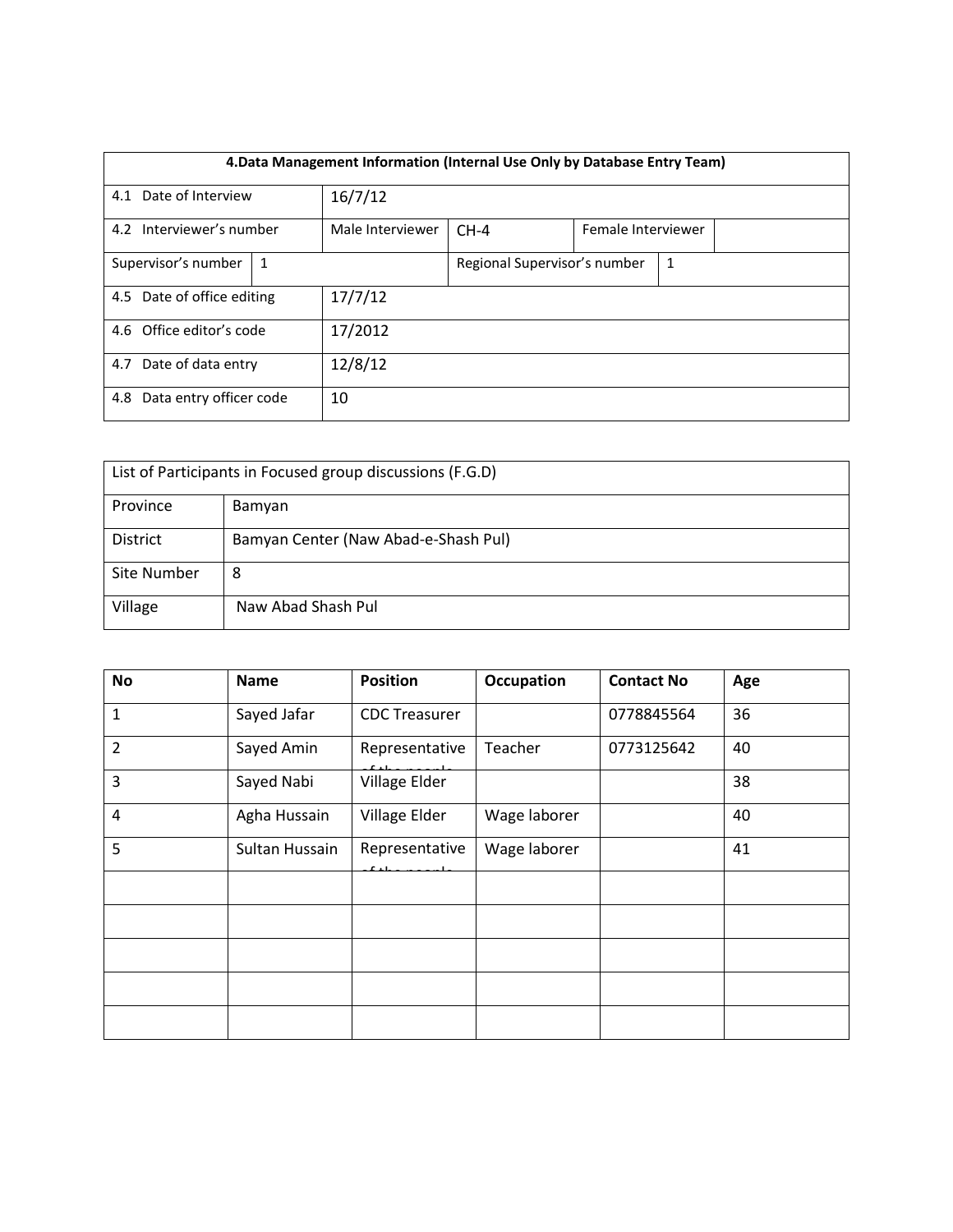| 4.Data Management Information (Internal Use Only by Database Entry Team) | | | | | |
|---|---|---|---|---|---|
| 4.1 Date of Interview | 16/7/12 | | | | |
| 4.2 Interviewer's number | Male Interviewer | CH-4 | Female Interviewer | | |
| Supervisor's number | 1 | | Regional Supervisor's number | 1 | |
| 4.5 Date of office editing | 17/7/12 | | | | |
| 4.6 Office editor's code | 17/2012 | | | | |
| 4.7 Date of data entry | 12/8/12 | | | | |
| 4.8 Data entry officer code | 10 | | | | |

| List of Participants in Focused group discussions (F.G.D) | |
|---|---|
| Province | Bamyan |
| District | Bamyan Center (Naw Abad-e-Shash Pul) |
| Site Number | 8 |
| Village | Naw Abad Shash Pul |

| No | Name | Position | Occupation | Contact No | Age |
|---|---|---|---|---|---|
| 1 | Sayed Jafar | CDC Treasurer | | 0778845564 | 36 |
| 2 | Sayed Amin | Representative of the people | Teacher | 0773125642 | 40 |
| 3 | Sayed Nabi | Village Elder | | | 38 |
| 4 | Agha Hussain | Village Elder | Wage laborer | | 40 |
| 5 | Sultan Hussain | Representative of the people | Wage laborer | | 41 |
| | | | | | |
| | | | | | |
| | | | | | |
| | | | | | |
| | | | | | |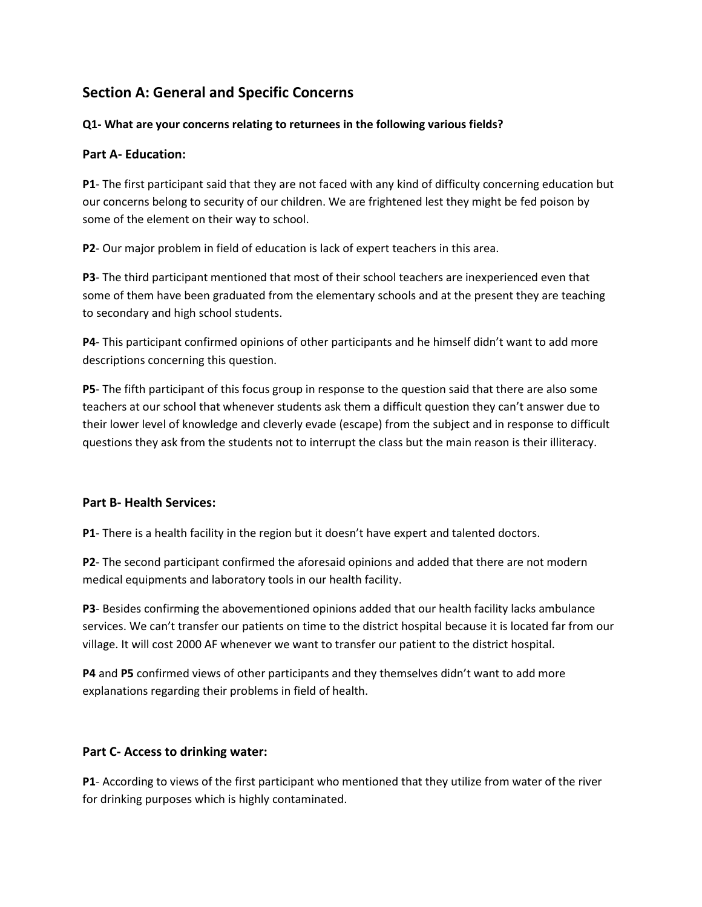## Section A: General and Specific Concerns

**Q1- What are your concerns relating to returnees in the following various fields?**

### Part A- Education:

**P1**- The first participant said that they are not faced with any kind of difficulty concerning education but our concerns belong to security of our children. We are frightened lest they might be fed poison by some of the element on their way to school.

**P2**- Our major problem in field of education is lack of expert teachers in this area.

**P3**- The third participant mentioned that most of their school teachers are inexperienced even that some of them have been graduated from the elementary schools and at the present they are teaching to secondary and high school students.

**P4**- This participant confirmed opinions of other participants and he himself didn't want to add more descriptions concerning this question.

**P5**- The fifth participant of this focus group in response to the question said that there are also some teachers at our school that whenever students ask them a difficult question they can't answer due to their lower level of knowledge and cleverly evade (escape) from the subject and in response to difficult questions they ask from the students not to interrupt the class but the main reason is their illiteracy.

### Part B- Health Services:

**P1**- There is a health facility in the region but it doesn't have expert and talented doctors.

**P2**- The second participant confirmed the aforesaid opinions and added that there are not modern medical equipments and laboratory tools in our health facility.

**P3**- Besides confirming the abovementioned opinions added that our health facility lacks ambulance services. We can't transfer our patients on time to the district hospital because it is located far from our village. It will cost 2000 AF whenever we want to transfer our patient to the district hospital.

**P4** and **P5** confirmed views of other participants and they themselves didn't want to add more explanations regarding their problems in field of health.

### Part C- Access to drinking water:

**P1**- According to views of the first participant who mentioned that they utilize from water of the river for drinking purposes which is highly contaminated.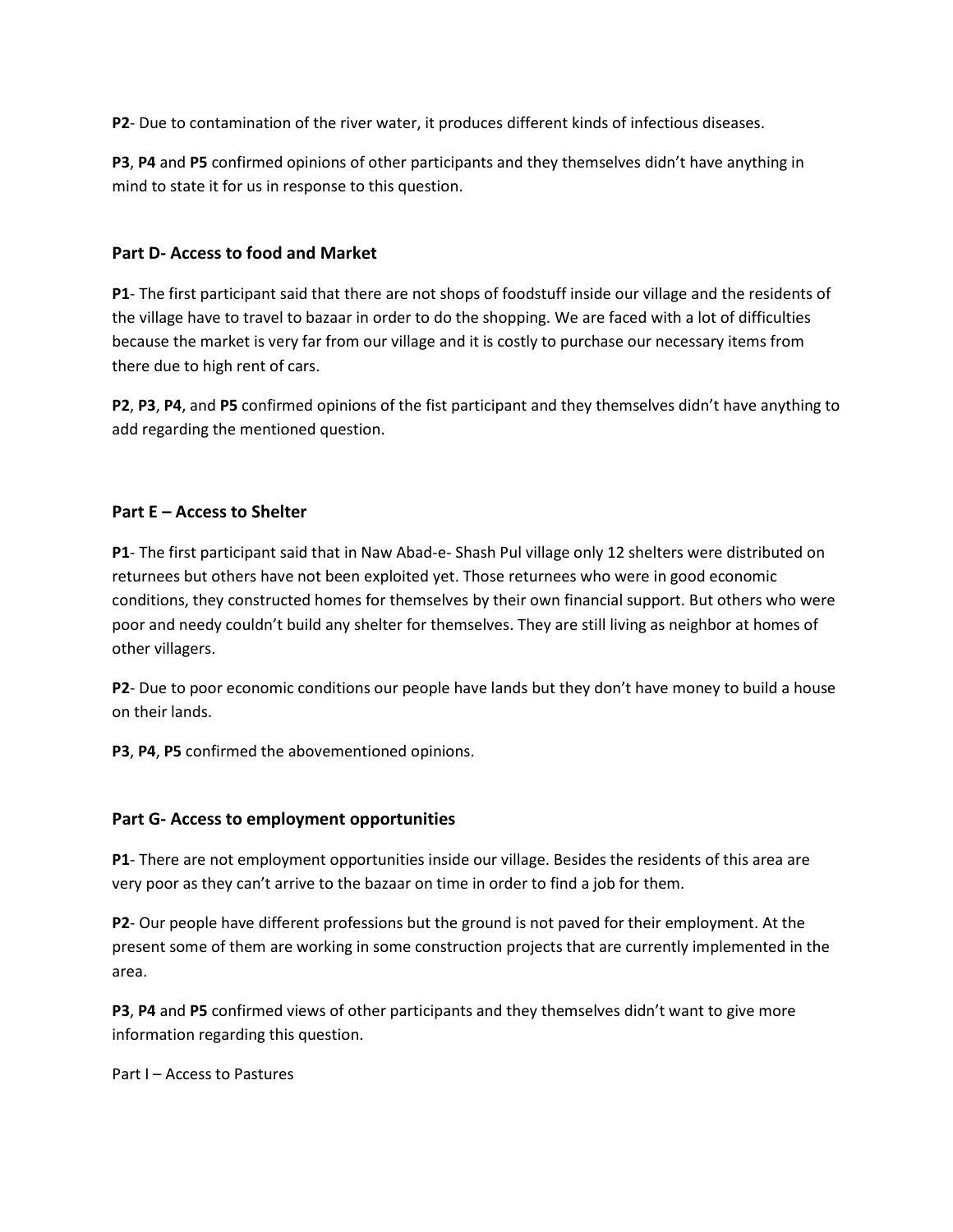**P2**- Due to contamination of the river water, it produces different kinds of infectious diseases.

**P3**, **P4** and **P5** confirmed opinions of other participants and they themselves didn't have anything in mind to state it for us in response to this question.

## Part D- Access to food and Market

**P1**- The first participant said that there are not shops of foodstuff inside our village and the residents of the village have to travel to bazaar in order to do the shopping. We are faced with a lot of difficulties because the market is very far from our village and it is costly to purchase our necessary items from there due to high rent of cars.

**P2**, **P3**, **P4**, and **P5** confirmed opinions of the fist participant and they themselves didn't have anything to add regarding the mentioned question.

## Part E – Access to Shelter

**P1**- The first participant said that in Naw Abad-e- Shash Pul village only 12 shelters were distributed on returnees but others have not been exploited yet. Those returnees who were in good economic conditions, they constructed homes for themselves by their own financial support. But others who were poor and needy couldn't build any shelter for themselves. They are still living as neighbor at homes of other villagers.

**P2**- Due to poor economic conditions our people have lands but they don't have money to build a house on their lands.

**P3**, **P4**, **P5** confirmed the abovementioned opinions.

## Part G- Access to employment opportunities

**P1**- There are not employment opportunities inside our village. Besides the residents of this area are very poor as they can't arrive to the bazaar on time in order to find a job for them.

**P2**- Our people have different professions but the ground is not paved for their employment. At the present some of them are working in some construction projects that are currently implemented in the area.

**P3**, **P4** and **P5** confirmed views of other participants and they themselves didn't want to give more information regarding this question.

Part I – Access to Pastures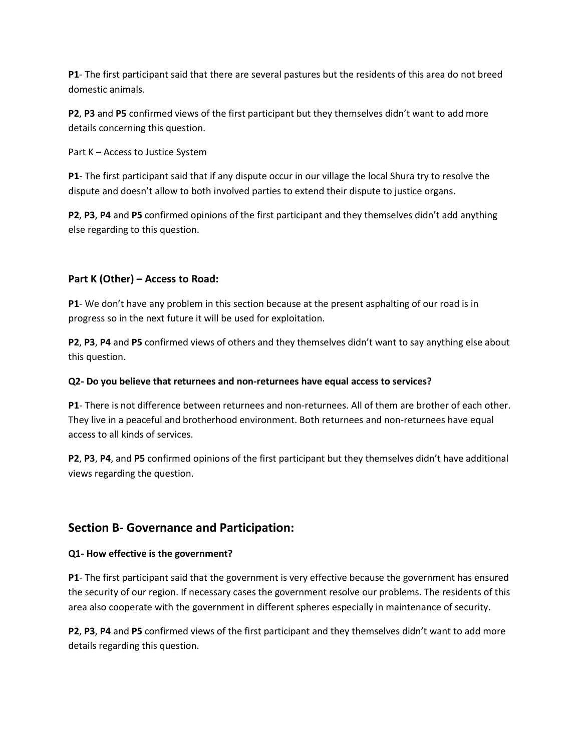**P1**- The first participant said that there are several pastures but the residents of this area do not breed domestic animals.

**P2**, **P3** and **P5** confirmed views of the first participant but they themselves didn't want to add more details concerning this question.

Part K – Access to Justice System

**P1**- The first participant said that if any dispute occur in our village the local Shura try to resolve the dispute and doesn't allow to both involved parties to extend their dispute to justice organs.

**P2**, **P3**, **P4** and **P5** confirmed opinions of the first participant and they themselves didn't add anything else regarding to this question.

**Part K (Other) – Access to Road:**

**P1**- We don't have any problem in this section because at the present asphalting of our road is in progress so in the next future it will be used for exploitation.

**P2**, **P3**, **P4** and **P5** confirmed views of others and they themselves didn't want to say anything else about this question.

**Q2- Do you believe that returnees and non-returnees have equal access to services?**

**P1**- There is not difference between returnees and non-returnees. All of them are brother of each other. They live in a peaceful and brotherhood environment. Both returnees and non-returnees have equal access to all kinds of services.

**P2**, **P3**, **P4**, and **P5** confirmed opinions of the first participant but they themselves didn't have additional views regarding the question.

## Section B- Governance and Participation:

**Q1- How effective is the government?**

**P1**- The first participant said that the government is very effective because the government has ensured the security of our region. If necessary cases the government resolve our problems. The residents of this area also cooperate with the government in different spheres especially in maintenance of security.

**P2**, **P3**, **P4** and **P5** confirmed views of the first participant and they themselves didn't want to add more details regarding this question.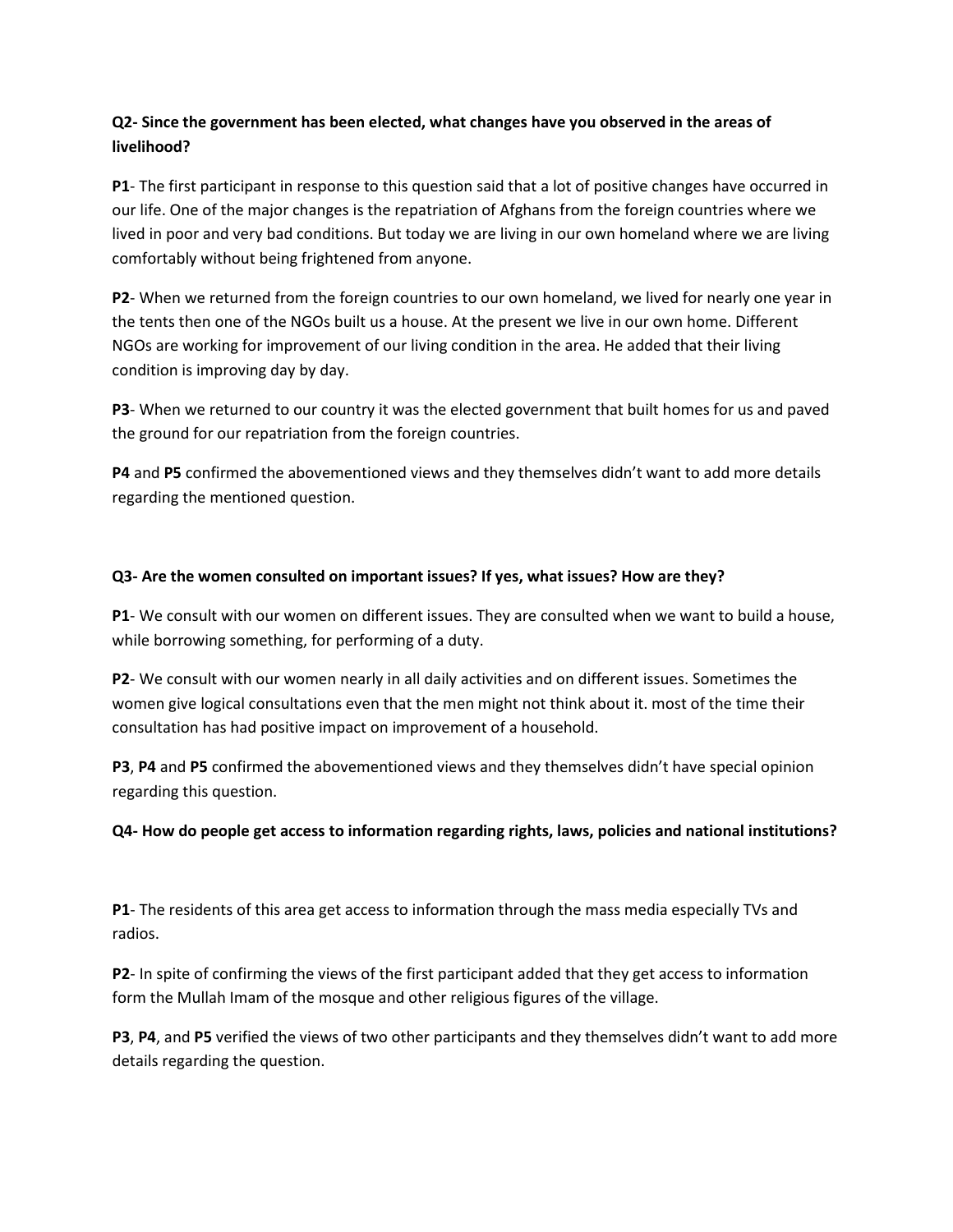**Q2- Since the government has been elected, what changes have you observed in the areas of livelihood?**

**P1**- The first participant in response to this question said that a lot of positive changes have occurred in our life. One of the major changes is the repatriation of Afghans from the foreign countries where we lived in poor and very bad conditions. But today we are living in our own homeland where we are living comfortably without being frightened from anyone.

**P2**- When we returned from the foreign countries to our own homeland, we lived for nearly one year in the tents then one of the NGOs built us a house. At the present we live in our own home. Different NGOs are working for improvement of our living condition in the area. He added that their living condition is improving day by day.

**P3**- When we returned to our country it was the elected government that built homes for us and paved the ground for our repatriation from the foreign countries.

**P4** and **P5** confirmed the abovementioned views and they themselves didn't want to add more details regarding the mentioned question.

**Q3- Are the women consulted on important issues? If yes, what issues? How are they?**

**P1**- We consult with our women on different issues. They are consulted when we want to build a house, while borrowing something, for performing of a duty.

**P2**- We consult with our women nearly in all daily activities and on different issues. Sometimes the women give logical consultations even that the men might not think about it. most of the time their consultation has had positive impact on improvement of a household.

**P3**, **P4** and **P5** confirmed the abovementioned views and they themselves didn't have special opinion regarding this question.

**Q4- How do people get access to information regarding rights, laws, policies and national institutions?**

**P1**- The residents of this area get access to information through the mass media especially TVs and radios.

**P2**- In spite of confirming the views of the first participant added that they get access to information form the Mullah Imam of the mosque and other religious figures of the village.

**P3**, **P4**, and **P5** verified the views of two other participants and they themselves didn't want to add more details regarding the question.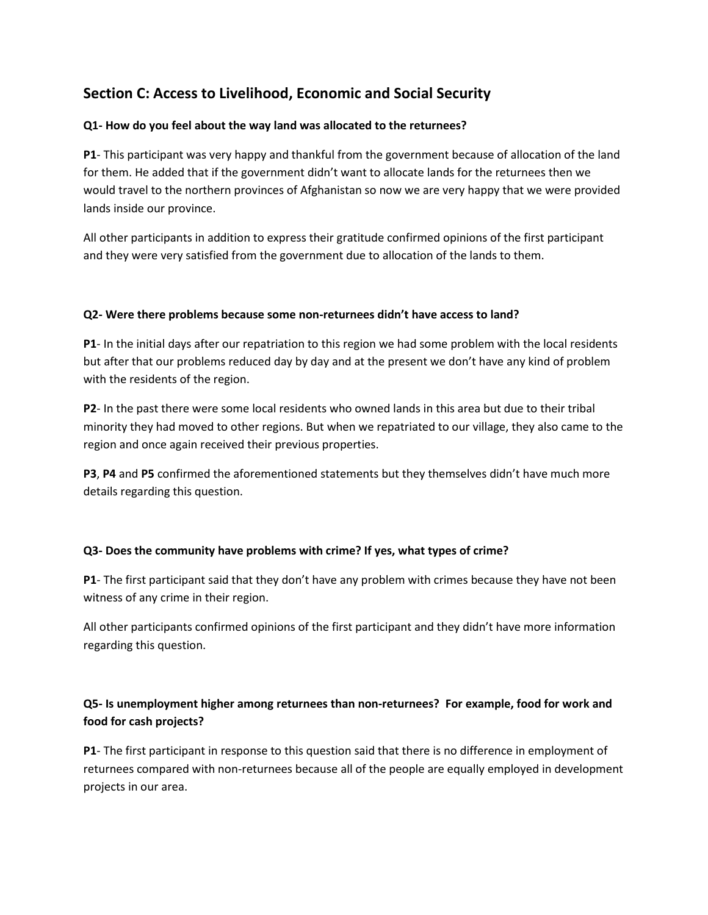## Section C: Access to Livelihood, Economic and Social Security

**Q1- How do you feel about the way land was allocated to the returnees?**

**P1**- This participant was very happy and thankful from the government because of allocation of the land for them. He added that if the government didn't want to allocate lands for the returnees then we would travel to the northern provinces of Afghanistan so now we are very happy that we were provided lands inside our province.

All other participants in addition to express their gratitude confirmed opinions of the first participant and they were very satisfied from the government due to allocation of the lands to them.

**Q2- Were there problems because some non-returnees didn't have access to land?**

**P1**- In the initial days after our repatriation to this region we had some problem with the local residents but after that our problems reduced day by day and at the present we don't have any kind of problem with the residents of the region.

**P2**- In the past there were some local residents who owned lands in this area but due to their tribal minority they had moved to other regions. But when we repatriated to our village, they also came to the region and once again received their previous properties.

**P3**, **P4** and **P5** confirmed the aforementioned statements but they themselves didn't have much more details regarding this question.

**Q3- Does the community have problems with crime? If yes, what types of crime?**

**P1**- The first participant said that they don't have any problem with crimes because they have not been witness of any crime in their region.

All other participants confirmed opinions of the first participant and they didn't have more information regarding this question.

**Q5- Is unemployment higher among returnees than non-returnees? For example, food for work and food for cash projects?**

**P1**- The first participant in response to this question said that there is no difference in employment of returnees compared with non-returnees because all of the people are equally employed in development projects in our area.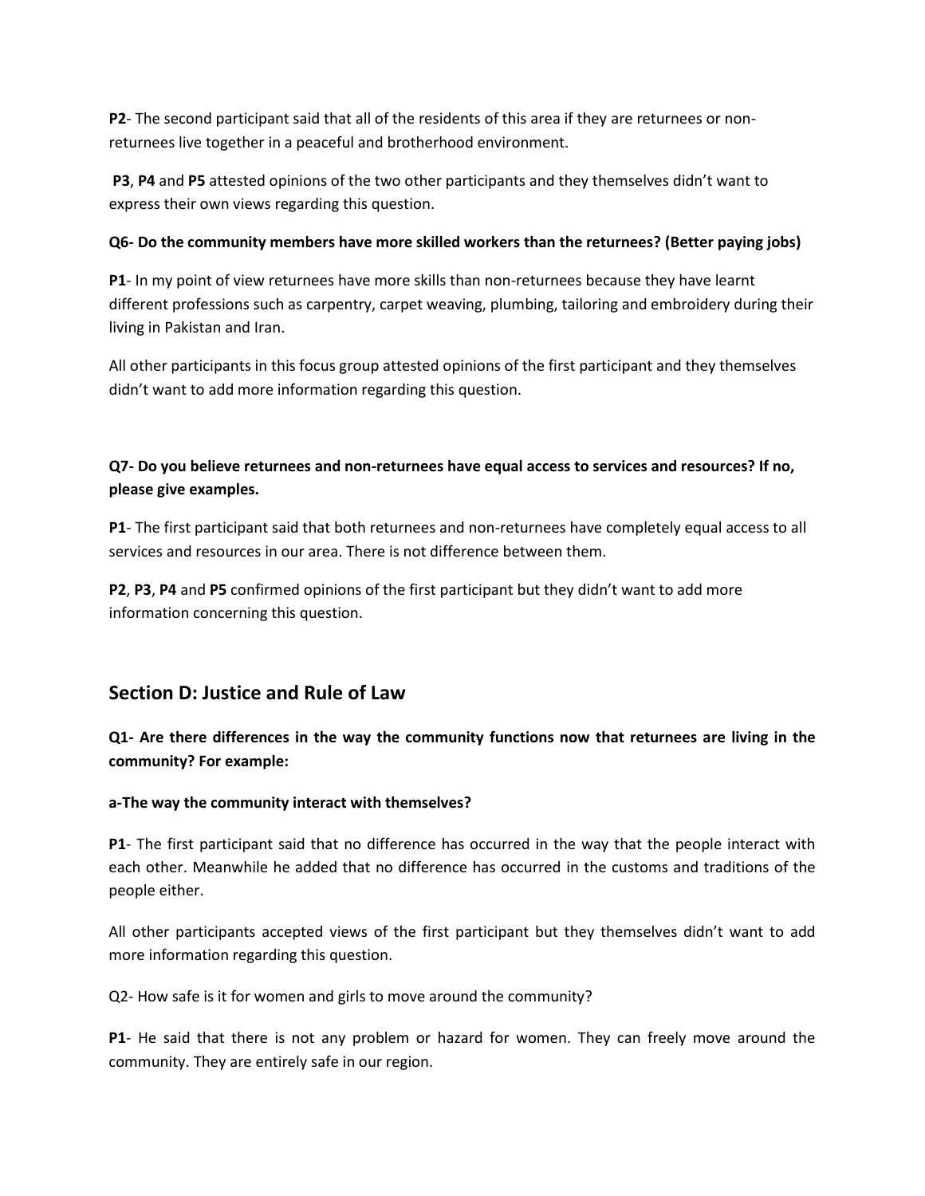**P2**- The second participant said that all of the residents of this area if they are returnees or non-returnees live together in a peaceful and brotherhood environment.

**P3**, **P4** and **P5** attested opinions of the two other participants and they themselves didn't want to express their own views regarding this question.

**Q6- Do the community members have more skilled workers than the returnees? (Better paying jobs)**

**P1**- In my point of view returnees have more skills than non-returnees because they have learnt different professions such as carpentry, carpet weaving, plumbing, tailoring and embroidery during their living in Pakistan and Iran.

All other participants in this focus group attested opinions of the first participant and they themselves didn't want to add more information regarding this question.

**Q7- Do you believe returnees and non-returnees have equal access to services and resources? If no, please give examples.**

**P1**- The first participant said that both returnees and non-returnees have completely equal access to all services and resources in our area. There is not difference between them.

**P2**, **P3**, **P4** and **P5** confirmed opinions of the first participant but they didn't want to add more information concerning this question.

## Section D: Justice and Rule of Law

**Q1- Are there differences in the way the community functions now that returnees are living in the community? For example:**

**a-The way the community interact with themselves?**

**P1**- The first participant said that no difference has occurred in the way that the people interact with each other. Meanwhile he added that no difference has occurred in the customs and traditions of the people either.

All other participants accepted views of the first participant but they themselves didn't want to add more information regarding this question.

Q2- How safe is it for women and girls to move around the community?

**P1**- He said that there is not any problem or hazard for women. They can freely move around the community. They are entirely safe in our region.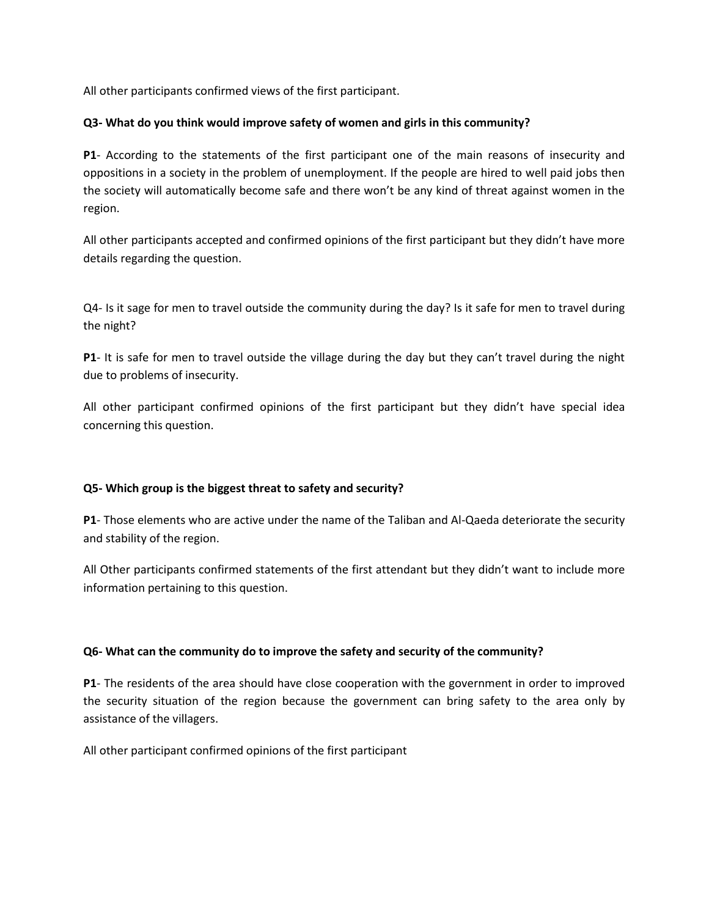All other participants confirmed views of the first participant.

**Q3- What do you think would improve safety of women and girls in this community?**

**P1**- According to the statements of the first participant one of the main reasons of insecurity and oppositions in a society in the problem of unemployment. If the people are hired to well paid jobs then the society will automatically become safe and there won't be any kind of threat against women in the region.

All other participants accepted and confirmed opinions of the first participant but they didn't have more details regarding the question.

Q4- Is it sage for men to travel outside the community during the day? Is it safe for men to travel during the night?

**P1**- It is safe for men to travel outside the village during the day but they can't travel during the night due to problems of insecurity.

All other participant confirmed opinions of the first participant but they didn't have special idea concerning this question.

**Q5- Which group is the biggest threat to safety and security?**

**P1**- Those elements who are active under the name of the Taliban and Al-Qaeda deteriorate the security and stability of the region.

All Other participants confirmed statements of the first attendant but they didn't want to include more information pertaining to this question.

**Q6- What can the community do to improve the safety and security of the community?**

**P1**- The residents of the area should have close cooperation with the government in order to improved the security situation of the region because the government can bring safety to the area only by assistance of the villagers.

All other participant confirmed opinions of the first participant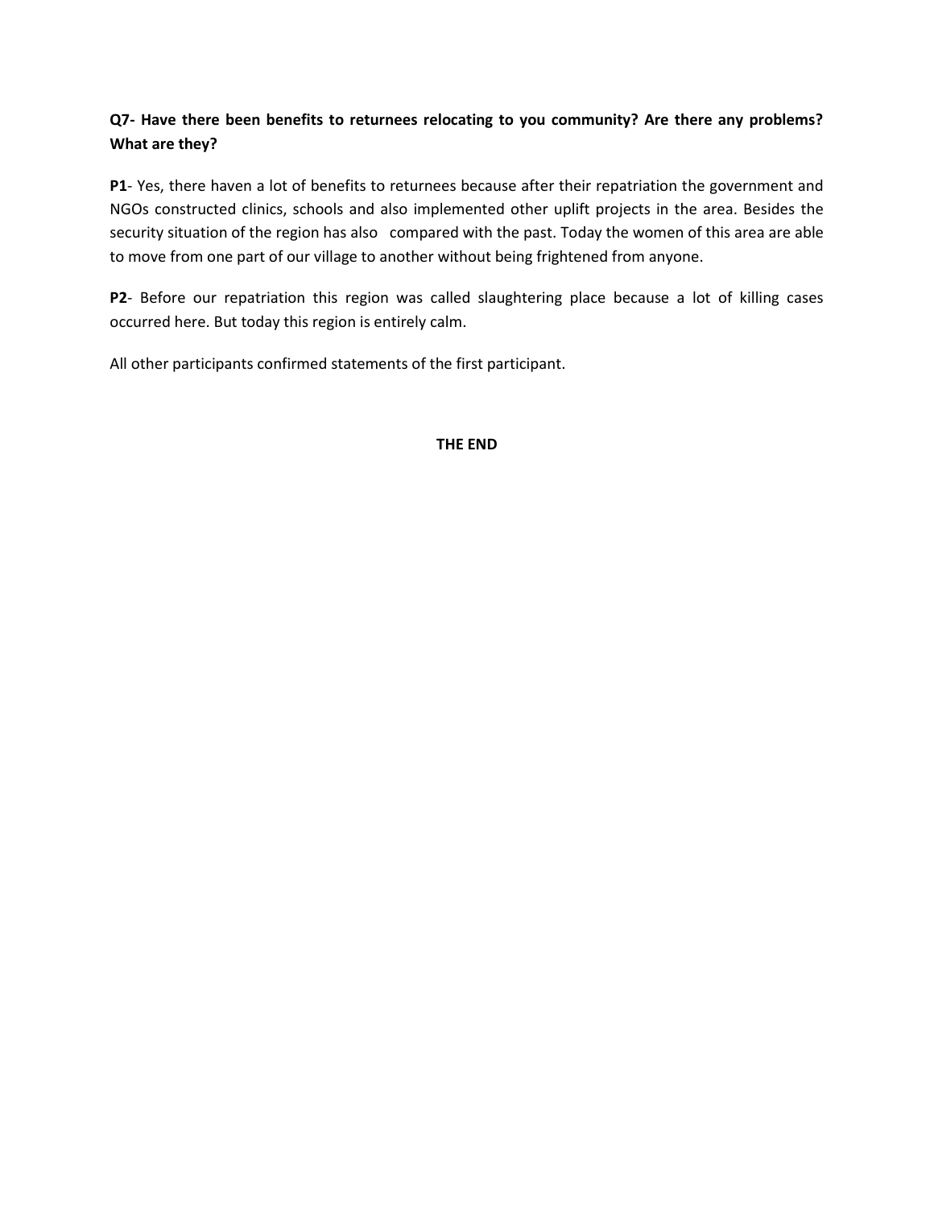**Q7- Have there been benefits to returnees relocating to you community? Are there any problems? What are they?**

**P1**- Yes, there haven a lot of benefits to returnees because after their repatriation the government and NGOs constructed clinics, schools and also implemented other uplift projects in the area. Besides the security situation of the region has also compared with the past. Today the women of this area are able to move from one part of our village to another without being frightened from anyone.

**P2**- Before our repatriation this region was called slaughtering place because a lot of killing cases occurred here. But today this region is entirely calm.

All other participants confirmed statements of the first participant.

**THE END**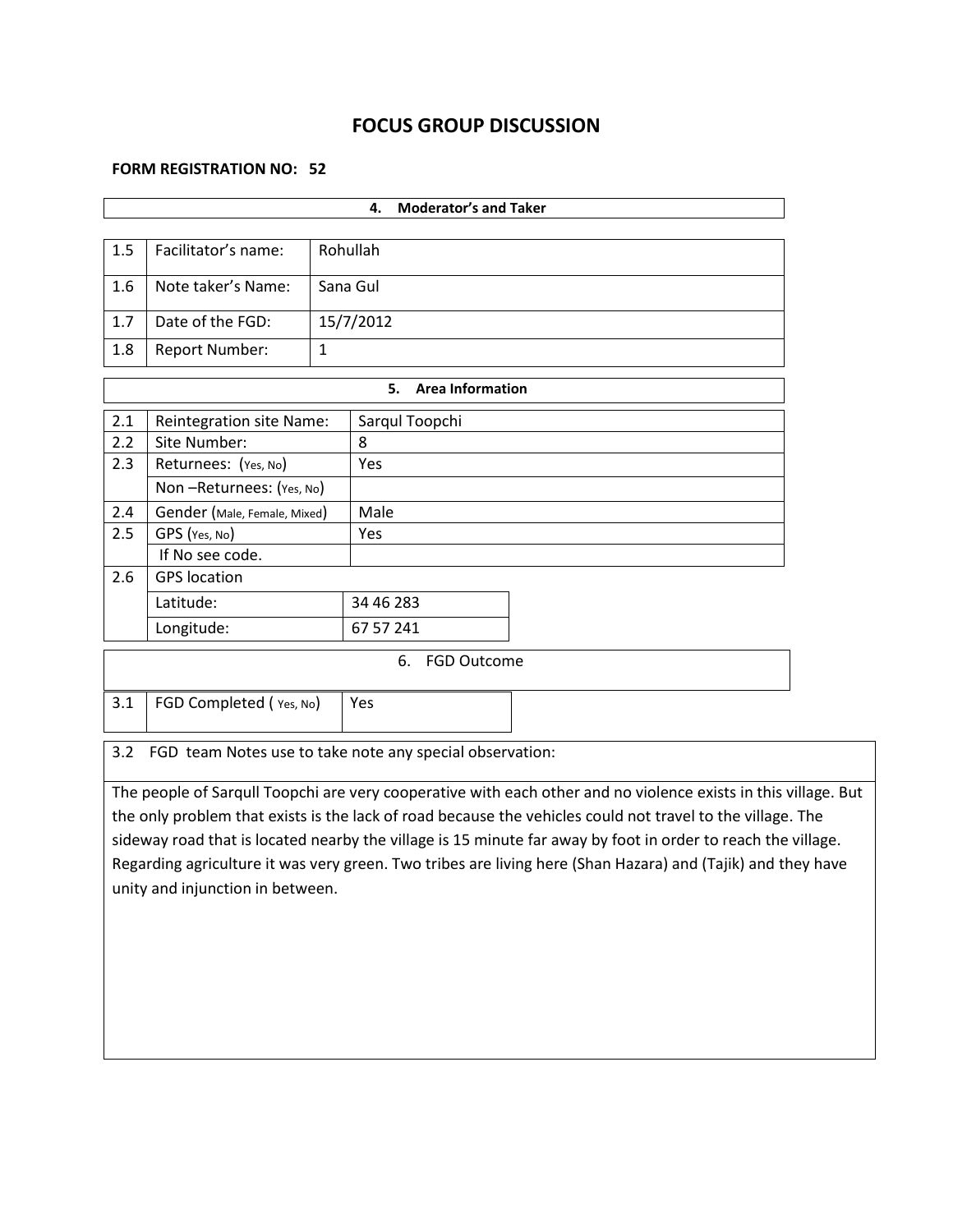# FOCUS GROUP DISCUSSION

**FORM REGISTRATION NO: 52**

| **4. Moderator's and Taker** | | |
|---|---|---|
| 1.5 | Facilitator's name: | Rohullah |
| 1.6 | Note taker's Name: | Sana Gul |
| 1.7 | Date of the FGD: | 15/7/2012 |
| 1.8 | Report Number: | 1 |

| **5. Area Information** | | |
|---|---|---|
| 2.1 | Reintegration site Name: | Sarqul Toopchi |
| 2.2 | Site Number: | 8 |
| 2.3 | Returnees: (Yes, No) | Yes |
| | Non –Returnees: (Yes, No) | |
| 2.4 | Gender (Male, Female, Mixed) | Male |
| 2.5 | GPS (Yes, No) | Yes |
| | If No see code. | |
| 2.6 | GPS location | |
| | Latitude: | 34 46 283 |
| | Longitude: | 67 57 241 |

| 6. FGD Outcome | | |
|---|---|---|
| 3.1 | FGD Completed ( Yes, No) | Yes |

3.2 FGD team Notes use to take note any special observation:

The people of Sarqull Toopchi are very cooperative with each other and no violence exists in this village. But the only problem that exists is the lack of road because the vehicles could not travel to the village. The sideway road that is located nearby the village is 15 minute far away by foot in order to reach the village. Regarding agriculture it was very green. Two tribes are living here (Shan Hazara) and (Tajik) and they have unity and injunction in between.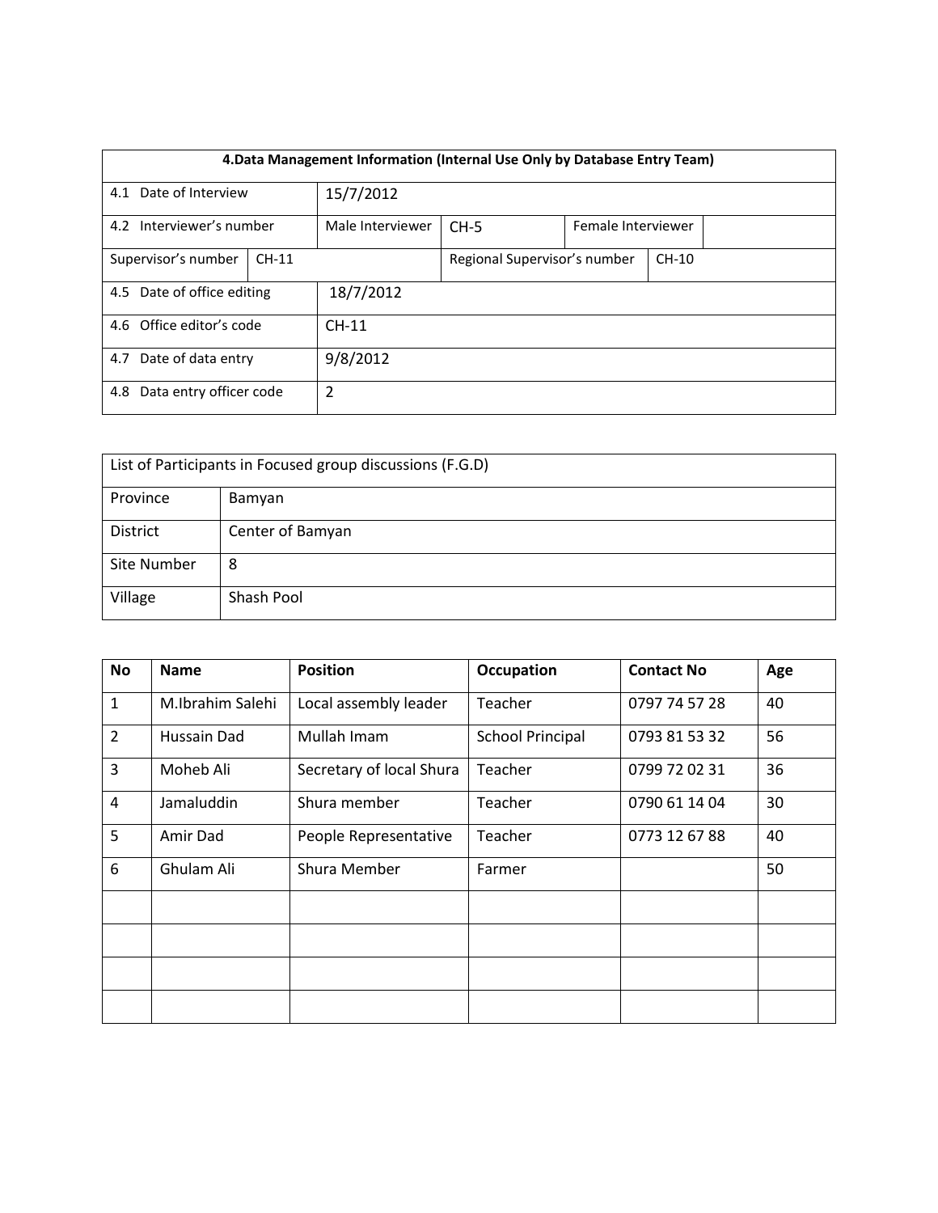| 4.Data Management Information (Internal Use Only by Database Entry Team) | | | | | |
|---|---|---|---|---|---|
| 4.1 Date of Interview | | 15/7/2012 | | | |
| 4.2 Interviewer's number | | Male Interviewer | CH-5 | Female Interviewer | |
| Supervisor's number | CH-11 | | Regional Supervisor's number | | CH-10 |
| 4.5 Date of office editing | | 18/7/2012 | | | |
| 4.6 Office editor's code | | CH-11 | | | |
| 4.7 Date of data entry | | 9/8/2012 | | | |
| 4.8 Data entry officer code | | 2 | | | |

| List of Participants in Focused group discussions (F.G.D) | |
|---|---|
| Province | Bamyan |
| District | Center of Bamyan |
| Site Number | 8 |
| Village | Shash Pool |

| No | Name | Position | Occupation | Contact No | Age |
|---|---|---|---|---|---|
| 1 | M.Ibrahim Salehi | Local assembly leader | Teacher | 0797 74 57 28 | 40 |
| 2 | Hussain Dad | Mullah Imam | School Principal | 0793 81 53 32 | 56 |
| 3 | Moheb Ali | Secretary of local Shura | Teacher | 0799 72 02 31 | 36 |
| 4 | Jamaluddin | Shura member | Teacher | 0790 61 14 04 | 30 |
| 5 | Amir Dad | People Representative | Teacher | 0773 12 67 88 | 40 |
| 6 | Ghulam Ali | Shura Member | Farmer | | 50 |
| | | | | | |
| | | | | | |
| | | | | | |
| | | | | | |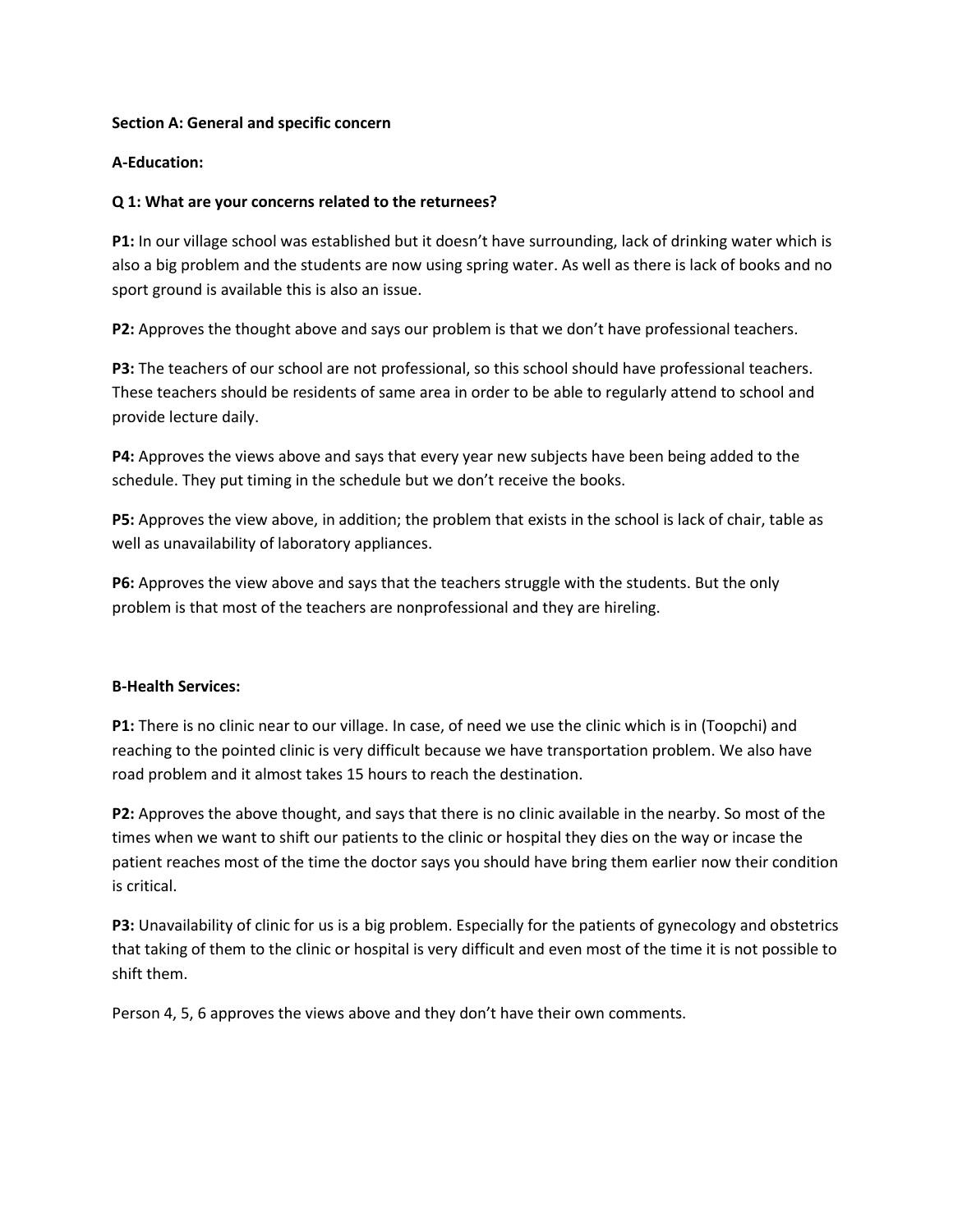**Section A: General and specific concern**

**A-Education:**

**Q 1: What are your concerns related to the returnees?**

**P1:** In our village school was established but it doesn't have surrounding, lack of drinking water which is also a big problem and the students are now using spring water. As well as there is lack of books and no sport ground is available this is also an issue.

**P2:** Approves the thought above and says our problem is that we don't have professional teachers.

**P3:** The teachers of our school are not professional, so this school should have professional teachers. These teachers should be residents of same area in order to be able to regularly attend to school and provide lecture daily.

**P4:** Approves the views above and says that every year new subjects have been being added to the schedule. They put timing in the schedule but we don't receive the books.

**P5:** Approves the view above, in addition; the problem that exists in the school is lack of chair, table as well as unavailability of laboratory appliances.

**P6:** Approves the view above and says that the teachers struggle with the students. But the only problem is that most of the teachers are nonprofessional and they are hireling.

**B-Health Services:**

**P1:** There is no clinic near to our village. In case, of need we use the clinic which is in (Toopchi) and reaching to the pointed clinic is very difficult because we have transportation problem. We also have road problem and it almost takes 15 hours to reach the destination.

**P2:** Approves the above thought, and says that there is no clinic available in the nearby. So most of the times when we want to shift our patients to the clinic or hospital they dies on the way or incase the patient reaches most of the time the doctor says you should have bring them earlier now their condition is critical.

**P3:** Unavailability of clinic for us is a big problem. Especially for the patients of gynecology and obstetrics that taking of them to the clinic or hospital is very difficult and even most of the time it is not possible to shift them.

Person 4, 5, 6 approves the views above and they don't have their own comments.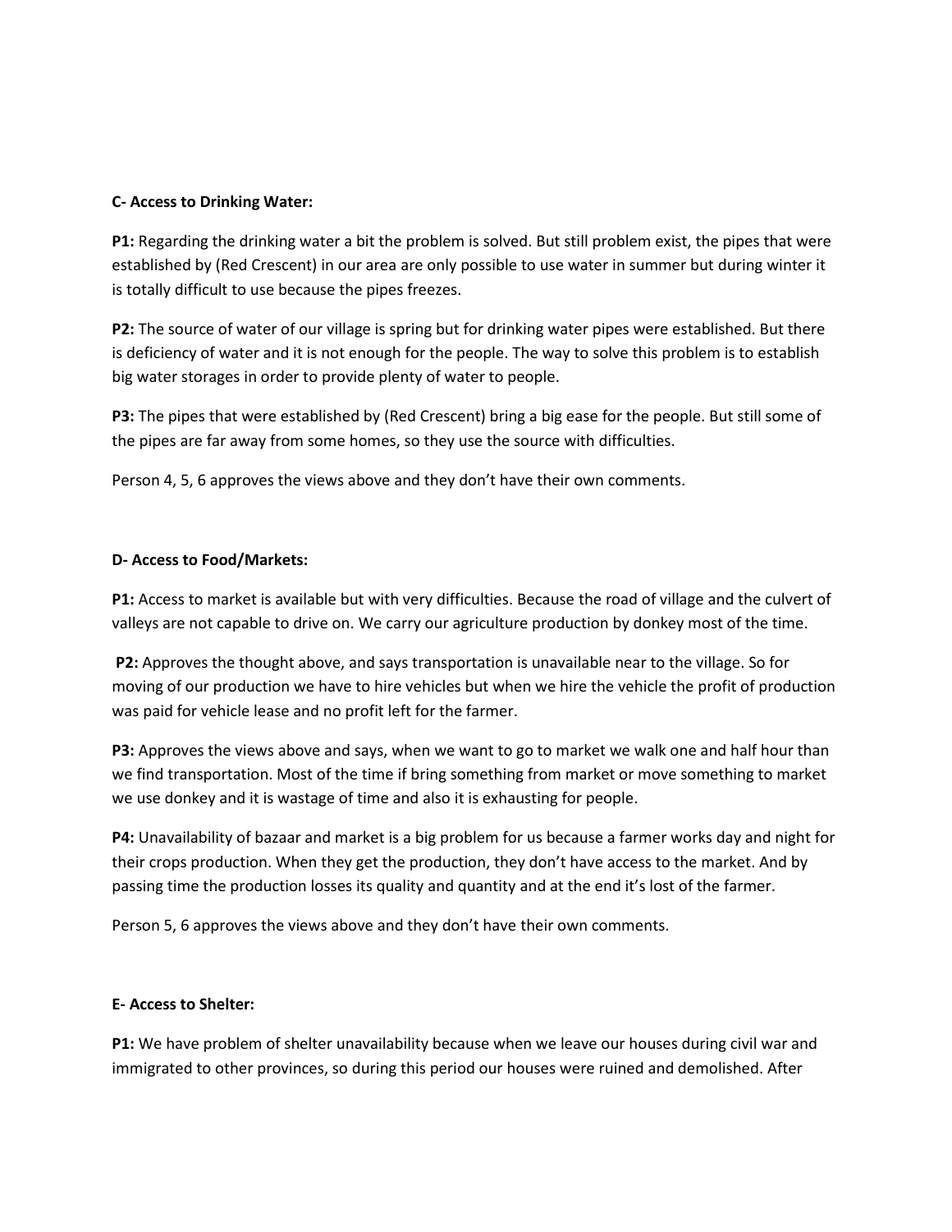**C- Access to Drinking Water:**

**P1:** Regarding the drinking water a bit the problem is solved. But still problem exist, the pipes that were established by (Red Crescent) in our area are only possible to use water in summer but during winter it is totally difficult to use because the pipes freezes.

**P2:** The source of water of our village is spring but for drinking water pipes were established. But there is deficiency of water and it is not enough for the people. The way to solve this problem is to establish big water storages in order to provide plenty of water to people.

**P3:** The pipes that were established by (Red Crescent) bring a big ease for the people. But still some of the pipes are far away from some homes, so they use the source with difficulties.

Person 4, 5, 6 approves the views above and they don't have their own comments.

**D- Access to Food/Markets:**

**P1:** Access to market is available but with very difficulties. Because the road of village and the culvert of valleys are not capable to drive on. We carry our agriculture production by donkey most of the time.

**P2:** Approves the thought above, and says transportation is unavailable near to the village. So for moving of our production we have to hire vehicles but when we hire the vehicle the profit of production was paid for vehicle lease and no profit left for the farmer.

**P3:** Approves the views above and says, when we want to go to market we walk one and half hour than we find transportation. Most of the time if bring something from market or move something to market we use donkey and it is wastage of time and also it is exhausting for people.

**P4:** Unavailability of bazaar and market is a big problem for us because a farmer works day and night for their crops production. When they get the production, they don't have access to the market. And by passing time the production losses its quality and quantity and at the end it's lost of the farmer.

Person 5, 6 approves the views above and they don't have their own comments.

**E- Access to Shelter:**

**P1:** We have problem of shelter unavailability because when we leave our houses during civil war and immigrated to other provinces, so during this period our houses were ruined and demolished. After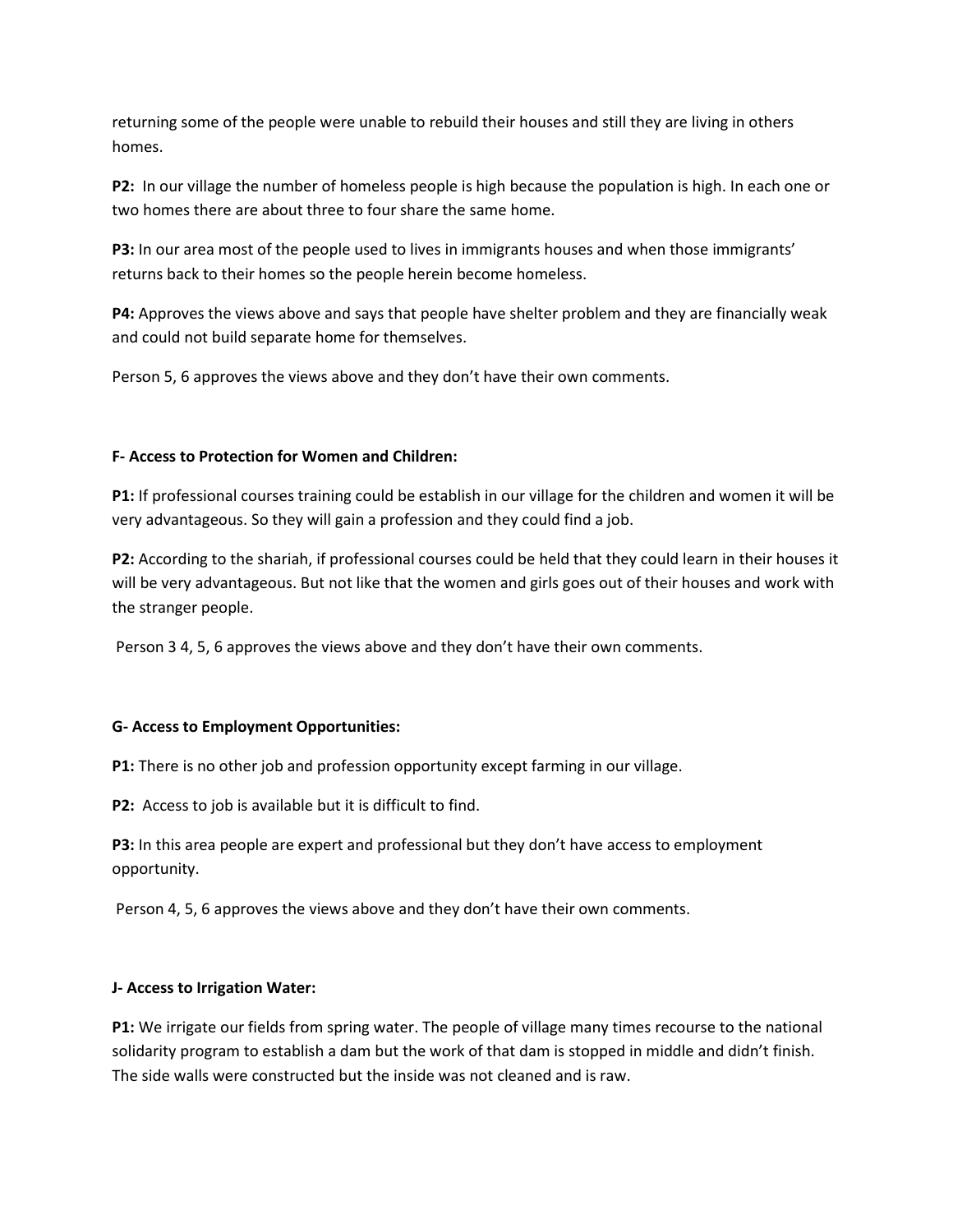returning some of the people were unable to rebuild their houses and still they are living in others homes.

**P2:** In our village the number of homeless people is high because the population is high. In each one or two homes there are about three to four share the same home.

**P3:** In our area most of the people used to lives in immigrants houses and when those immigrants' returns back to their homes so the people herein become homeless.

**P4:** Approves the views above and says that people have shelter problem and they are financially weak and could not build separate home for themselves.

Person 5, 6 approves the views above and they don't have their own comments.

**F- Access to Protection for Women and Children:**

**P1:** If professional courses training could be establish in our village for the children and women it will be very advantageous. So they will gain a profession and they could find a job.

**P2:** According to the shariah, if professional courses could be held that they could learn in their houses it will be very advantageous. But not like that the women and girls goes out of their houses and work with the stranger people.

Person 3 4, 5, 6 approves the views above and they don't have their own comments.

**G- Access to Employment Opportunities:**

**P1:** There is no other job and profession opportunity except farming in our village.

**P2:** Access to job is available but it is difficult to find.

**P3:** In this area people are expert and professional but they don't have access to employment opportunity.

Person 4, 5, 6 approves the views above and they don't have their own comments.

**J- Access to Irrigation Water:**

**P1:** We irrigate our fields from spring water. The people of village many times recourse to the national solidarity program to establish a dam but the work of that dam is stopped in middle and didn't finish. The side walls were constructed but the inside was not cleaned and is raw.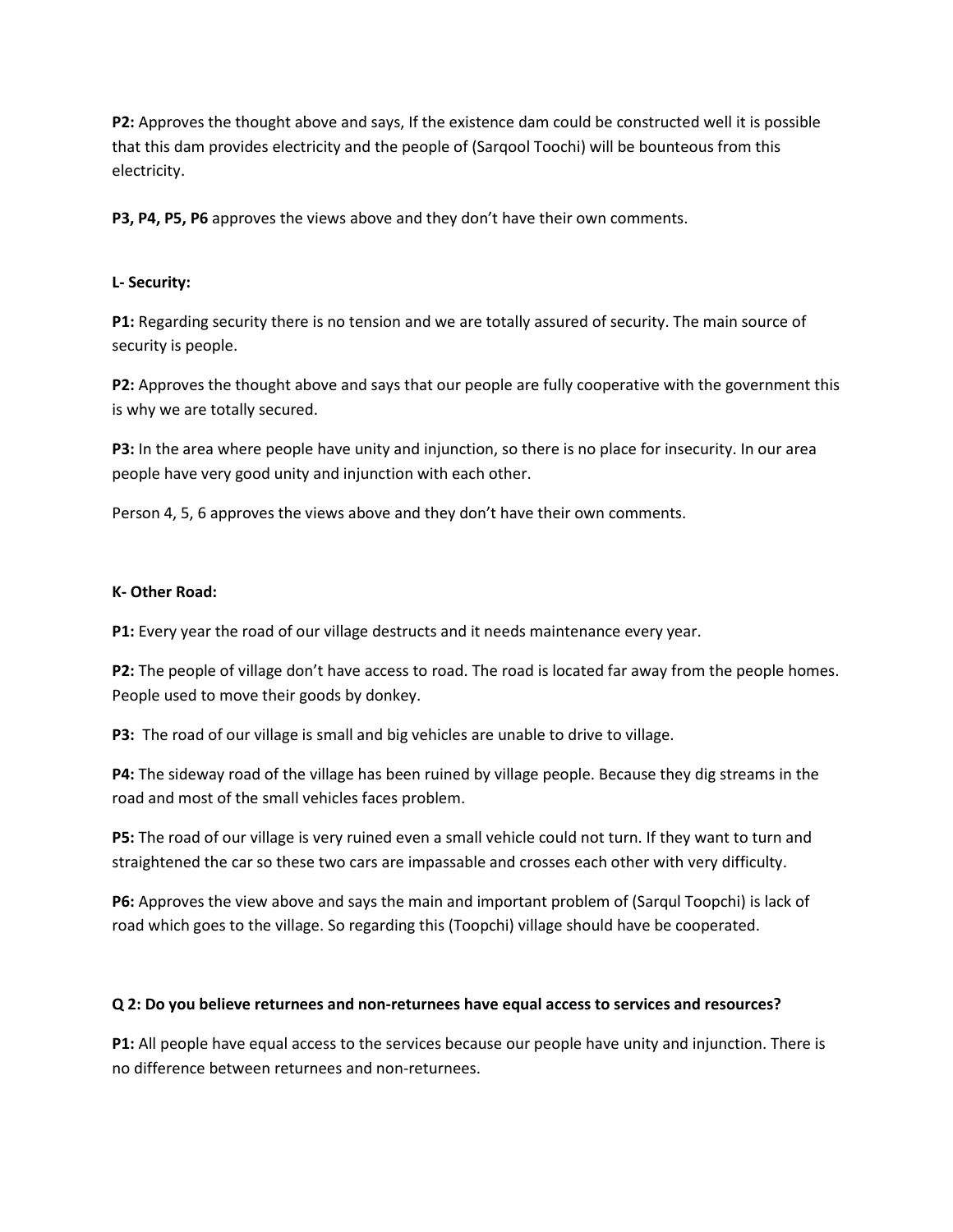**P2:** Approves the thought above and says, If the existence dam could be constructed well it is possible that this dam provides electricity and the people of (Sarqool Toochi) will be bounteous from this electricity.

**P3, P4, P5, P6** approves the views above and they don't have their own comments.

**L- Security:**

**P1:** Regarding security there is no tension and we are totally assured of security. The main source of security is people.

**P2:** Approves the thought above and says that our people are fully cooperative with the government this is why we are totally secured.

**P3:** In the area where people have unity and injunction, so there is no place for insecurity. In our area people have very good unity and injunction with each other.

Person 4, 5, 6 approves the views above and they don't have their own comments.

**K- Other Road:**

**P1:** Every year the road of our village destructs and it needs maintenance every year.

**P2:** The people of village don't have access to road. The road is located far away from the people homes. People used to move their goods by donkey.

**P3:** The road of our village is small and big vehicles are unable to drive to village.

**P4:** The sideway road of the village has been ruined by village people. Because they dig streams in the road and most of the small vehicles faces problem.

**P5:** The road of our village is very ruined even a small vehicle could not turn. If they want to turn and straightened the car so these two cars are impassable and crosses each other with very difficulty.

**P6:** Approves the view above and says the main and important problem of (Sarqul Toopchi) is lack of road which goes to the village. So regarding this (Toopchi) village should have be cooperated.

**Q 2: Do you believe returnees and non-returnees have equal access to services and resources?**

**P1:** All people have equal access to the services because our people have unity and injunction. There is no difference between returnees and non-returnees.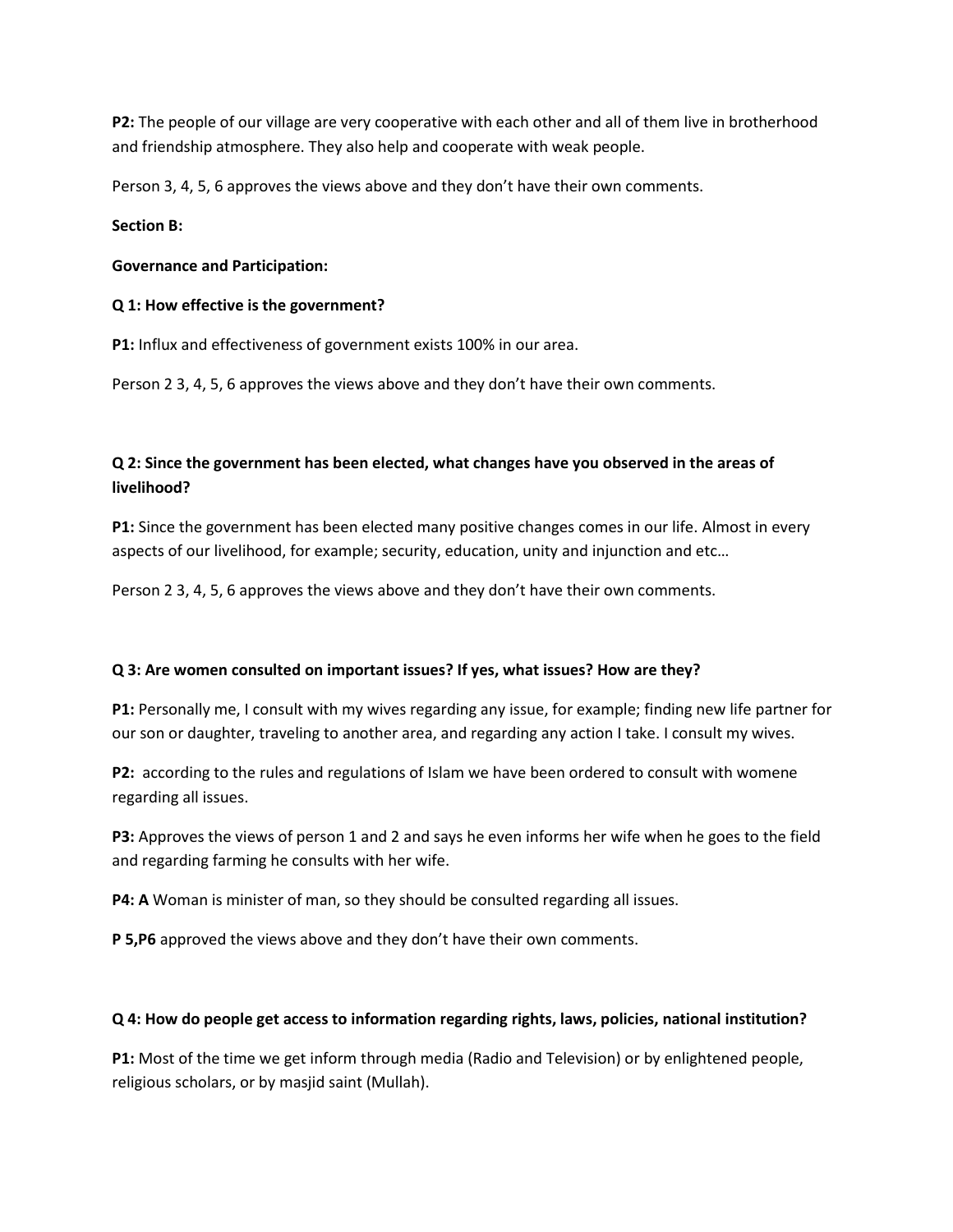**P2:** The people of our village are very cooperative with each other and all of them live in brotherhood and friendship atmosphere. They also help and cooperate with weak people.

Person 3, 4, 5, 6 approves the views above and they don't have their own comments.

**Section B:**

**Governance and Participation:**

**Q 1: How effective is the government?**

**P1:** Influx and effectiveness of government exists 100% in our area.

Person 2 3, 4, 5, 6 approves the views above and they don't have their own comments.

**Q 2: Since the government has been elected, what changes have you observed in the areas of livelihood?**

**P1:** Since the government has been elected many positive changes comes in our life. Almost in every aspects of our livelihood, for example; security, education, unity and injunction and etc…

Person 2 3, 4, 5, 6 approves the views above and they don't have their own comments.

**Q 3: Are women consulted on important issues? If yes, what issues? How are they?**

**P1:** Personally me, I consult with my wives regarding any issue, for example; finding new life partner for our son or daughter, traveling to another area, and regarding any action I take. I consult my wives.

**P2:** according to the rules and regulations of Islam we have been ordered to consult with womene regarding all issues.

**P3:** Approves the views of person 1 and 2 and says he even informs her wife when he goes to the field and regarding farming he consults with her wife.

**P4: A** Woman is minister of man, so they should be consulted regarding all issues.

**P 5,P6** approved the views above and they don't have their own comments.

**Q 4: How do people get access to information regarding rights, laws, policies, national institution?**

**P1:** Most of the time we get inform through media (Radio and Television) or by enlightened people, religious scholars, or by masjid saint (Mullah).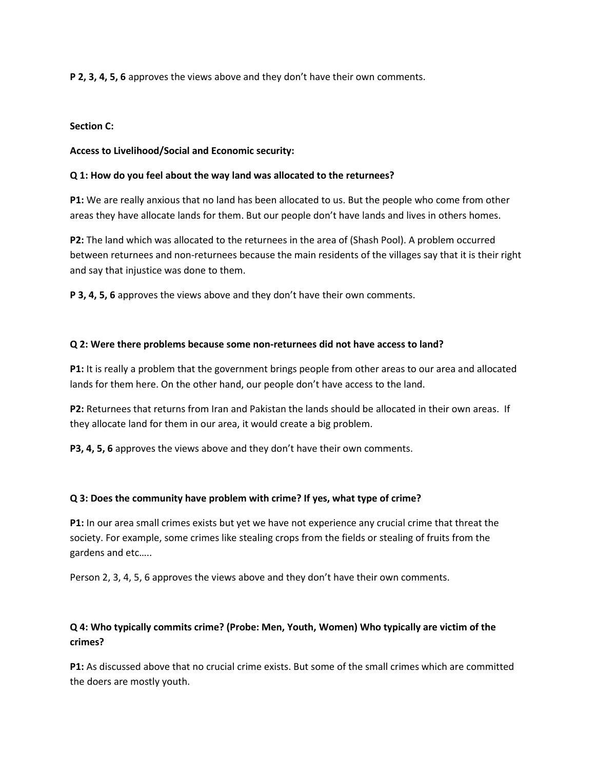**P 2, 3, 4, 5, 6** approves the views above and they don't have their own comments.

**Section C:**

**Access to Livelihood/Social and Economic security:**

**Q 1: How do you feel about the way land was allocated to the returnees?**

**P1:** We are really anxious that no land has been allocated to us. But the people who come from other areas they have allocate lands for them. But our people don't have lands and lives in others homes.

**P2:** The land which was allocated to the returnees in the area of (Shash Pool). A problem occurred between returnees and non-returnees because the main residents of the villages say that it is their right and say that injustice was done to them.

**P 3, 4, 5, 6** approves the views above and they don't have their own comments.

**Q 2: Were there problems because some non-returnees did not have access to land?**

**P1:** It is really a problem that the government brings people from other areas to our area and allocated lands for them here. On the other hand, our people don't have access to the land.

**P2:** Returnees that returns from Iran and Pakistan the lands should be allocated in their own areas. If they allocate land for them in our area, it would create a big problem.

**P3, 4, 5, 6** approves the views above and they don't have their own comments.

**Q 3: Does the community have problem with crime? If yes, what type of crime?**

**P1:** In our area small crimes exists but yet we have not experience any crucial crime that threat the society. For example, some crimes like stealing crops from the fields or stealing of fruits from the gardens and etc…..

Person 2, 3, 4, 5, 6 approves the views above and they don't have their own comments.

**Q 4: Who typically commits crime? (Probe: Men, Youth, Women) Who typically are victim of the crimes?**

**P1:** As discussed above that no crucial crime exists. But some of the small crimes which are committed the doers are mostly youth.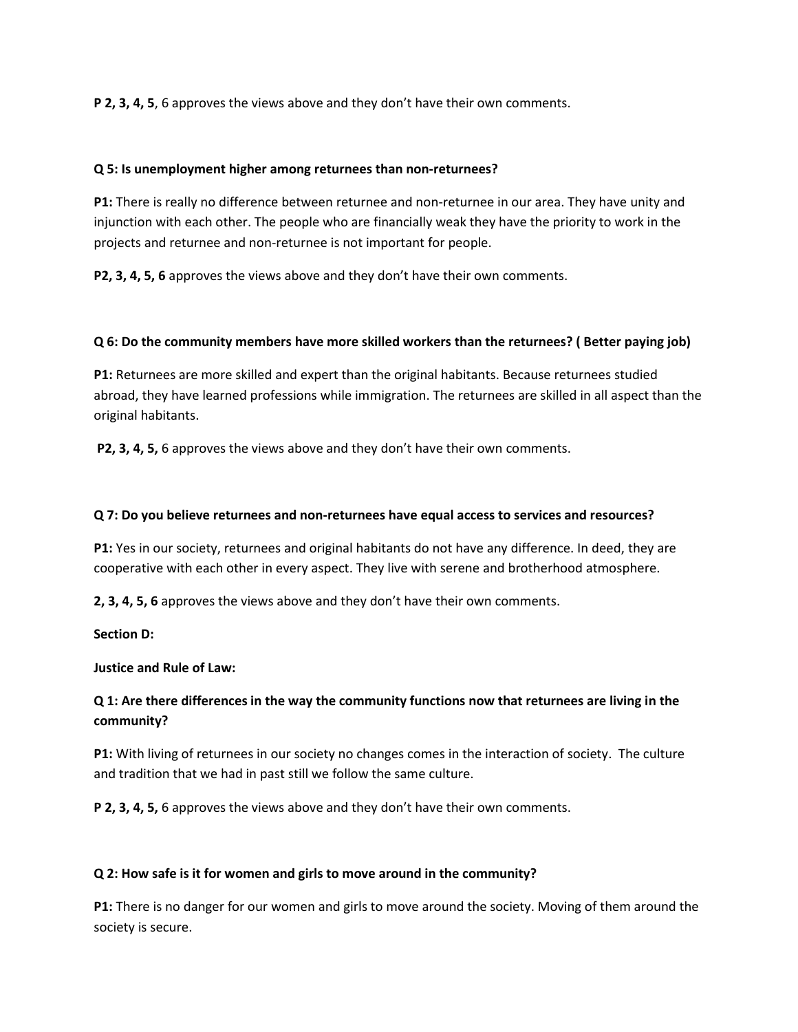**P 2, 3, 4, 5**, 6 approves the views above and they don't have their own comments.

**Q 5: Is unemployment higher among returnees than non-returnees?**

**P1:** There is really no difference between returnee and non-returnee in our area. They have unity and injunction with each other. The people who are financially weak they have the priority to work in the projects and returnee and non-returnee is not important for people.

**P2, 3, 4, 5, 6** approves the views above and they don't have their own comments.

**Q 6: Do the community members have more skilled workers than the returnees? ( Better paying job)**

**P1:** Returnees are more skilled and expert than the original habitants. Because returnees studied abroad, they have learned professions while immigration. The returnees are skilled in all aspect than the original habitants.

**P2, 3, 4, 5,** 6 approves the views above and they don't have their own comments.

**Q 7: Do you believe returnees and non-returnees have equal access to services and resources?**

**P1:** Yes in our society, returnees and original habitants do not have any difference. In deed, they are cooperative with each other in every aspect. They live with serene and brotherhood atmosphere.

**2, 3, 4, 5, 6** approves the views above and they don't have their own comments.

**Section D:**

**Justice and Rule of Law:**

**Q 1: Are there differences in the way the community functions now that returnees are living in the community?**

**P1:** With living of returnees in our society no changes comes in the interaction of society. The culture and tradition that we had in past still we follow the same culture.

**P 2, 3, 4, 5,** 6 approves the views above and they don't have their own comments.

**Q 2: How safe is it for women and girls to move around in the community?**

**P1:** There is no danger for our women and girls to move around the society. Moving of them around the society is secure.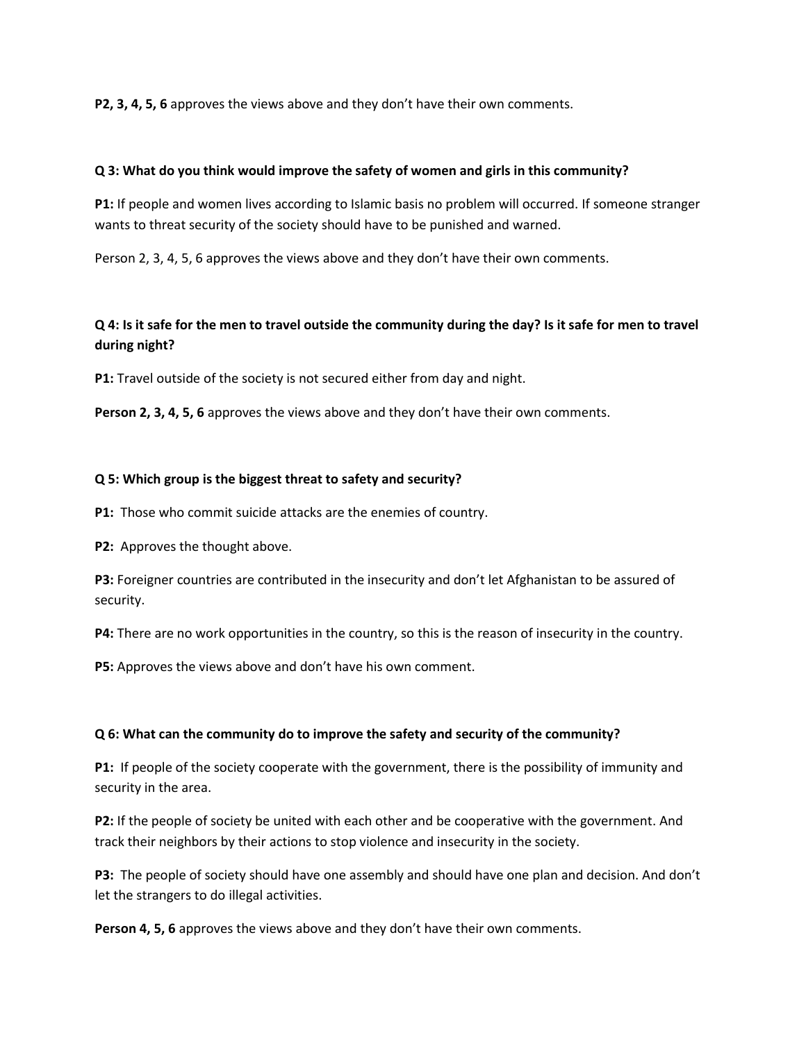**P2, 3, 4, 5, 6** approves the views above and they don't have their own comments.

**Q 3: What do you think would improve the safety of women and girls in this community?**

**P1:** If people and women lives according to Islamic basis no problem will occurred. If someone stranger wants to threat security of the society should have to be punished and warned.

Person 2, 3, 4, 5, 6 approves the views above and they don't have their own comments.

**Q 4: Is it safe for the men to travel outside the community during the day? Is it safe for men to travel during night?**

**P1:** Travel outside of the society is not secured either from day and night.

**Person 2, 3, 4, 5, 6** approves the views above and they don't have their own comments.

**Q 5: Which group is the biggest threat to safety and security?**

**P1:** Those who commit suicide attacks are the enemies of country.

**P2:** Approves the thought above.

**P3:** Foreigner countries are contributed in the insecurity and don't let Afghanistan to be assured of security.

**P4:** There are no work opportunities in the country, so this is the reason of insecurity in the country.

**P5:** Approves the views above and don't have his own comment.

**Q 6: What can the community do to improve the safety and security of the community?**

**P1:** If people of the society cooperate with the government, there is the possibility of immunity and security in the area.

**P2:** If the people of society be united with each other and be cooperative with the government. And track their neighbors by their actions to stop violence and insecurity in the society.

**P3:** The people of society should have one assembly and should have one plan and decision. And don't let the strangers to do illegal activities.

**Person 4, 5, 6** approves the views above and they don't have their own comments.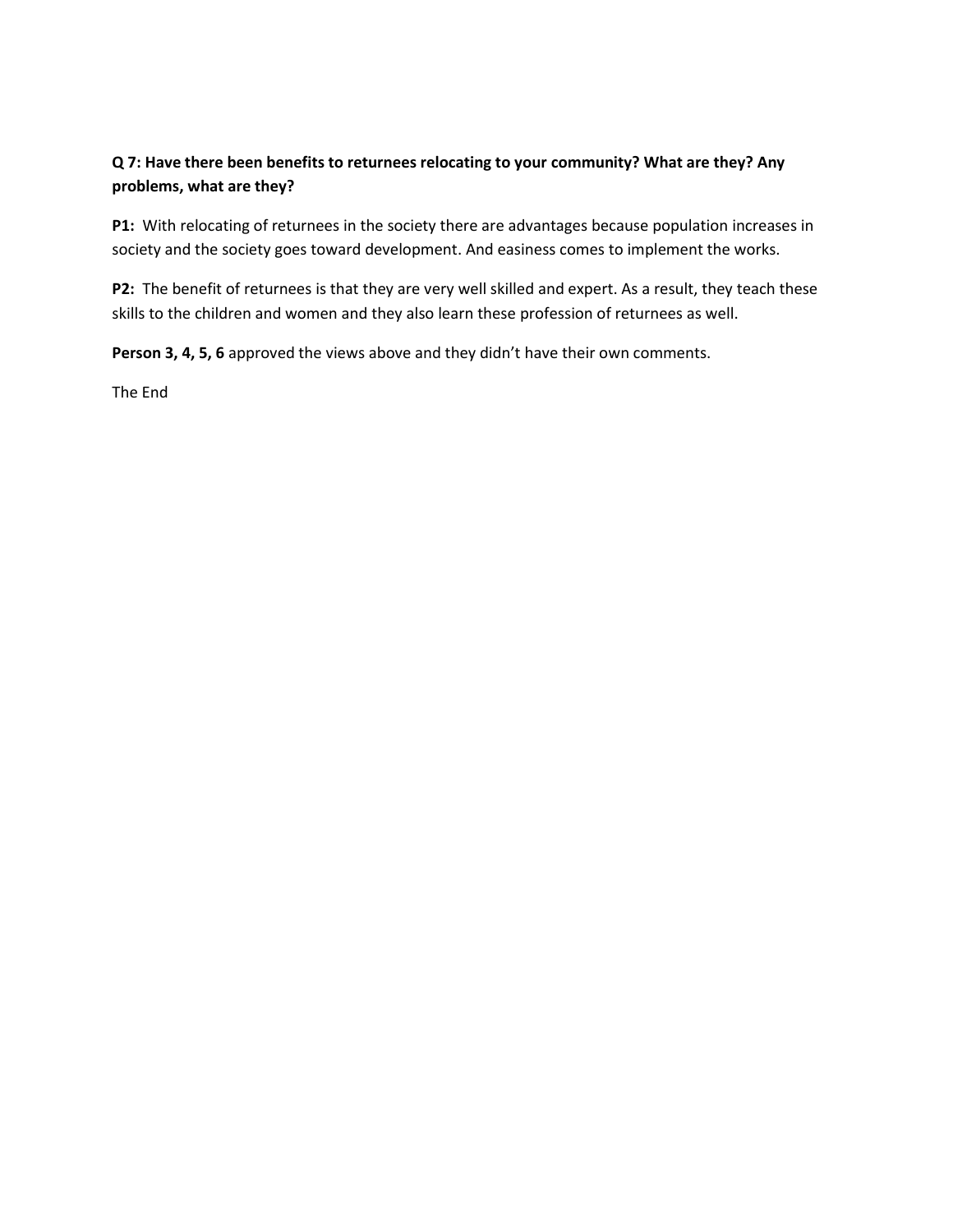**Q 7: Have there been benefits to returnees relocating to your community? What are they? Any problems, what are they?**

**P1:** With relocating of returnees in the society there are advantages because population increases in society and the society goes toward development. And easiness comes to implement the works.

**P2:** The benefit of returnees is that they are very well skilled and expert. As a result, they teach these skills to the children and women and they also learn these profession of returnees as well.

**Person 3, 4, 5, 6** approved the views above and they didn't have their own comments.

The End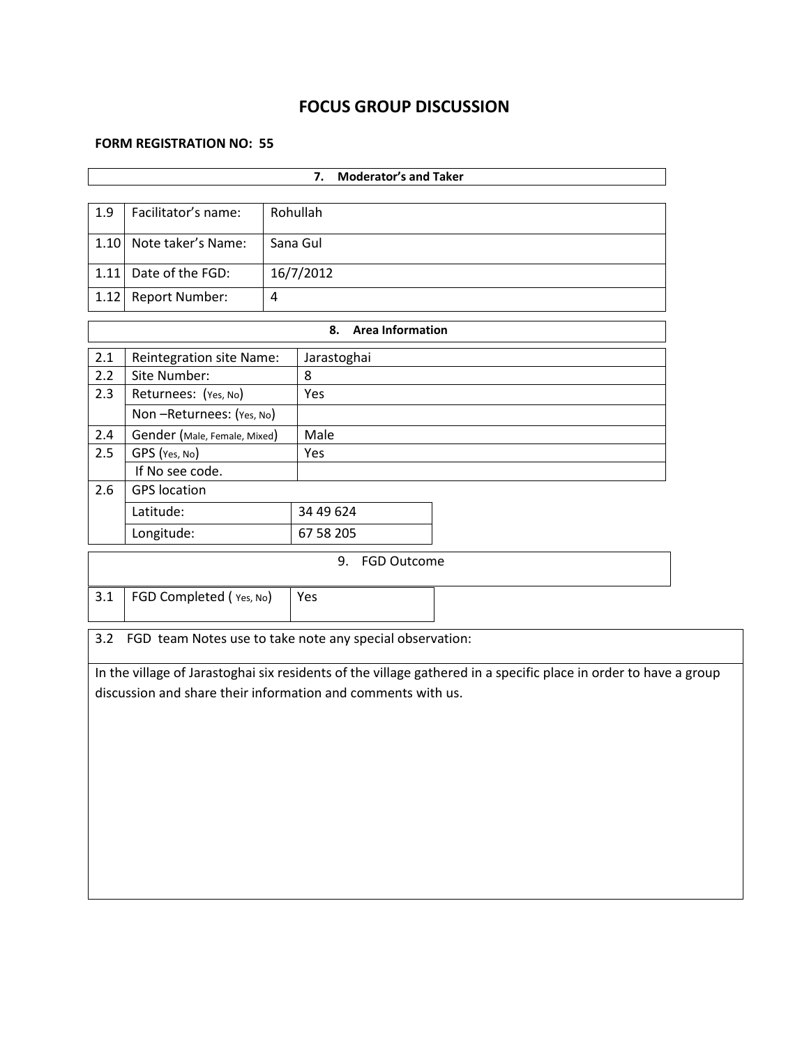# FOCUS GROUP DISCUSSION

**FORM REGISTRATION NO: 55**

| **7. Moderator's and Taker** | |
|---|---|

| | | |
|---|---|---|
| 1.9 | Facilitator's name: | Rohullah |
| 1.10 | Note taker's Name: | Sana Gul |
| 1.11 | Date of the FGD: | 16/7/2012 |
| 1.12 | Report Number: | 4 |

| **8. Area Information** | | |
|---|---|---|
| 2.1 | Reintegration site Name: | Jarastoghai |
| 2.2 | Site Number: | 8 |
| 2.3 | Returnees: (Yes, No) | Yes |
| | Non –Returnees: (Yes, No) | |
| 2.4 | Gender (Male, Female, Mixed) | Male |
| 2.5 | GPS (Yes, No) | Yes |
| | If No see code. | |
| 2.6 | GPS location | |
| | Latitude: | 34 49 624 |
| | Longitude: | 67 58 205 |

| 9. FGD Outcome | | |
|---|---|---|
| 3.1 | FGD Completed ( Yes, No) | Yes |

3.2 FGD team Notes use to take note any special observation:

In the village of Jarastoghai six residents of the village gathered in a specific place in order to have a group discussion and share their information and comments with us.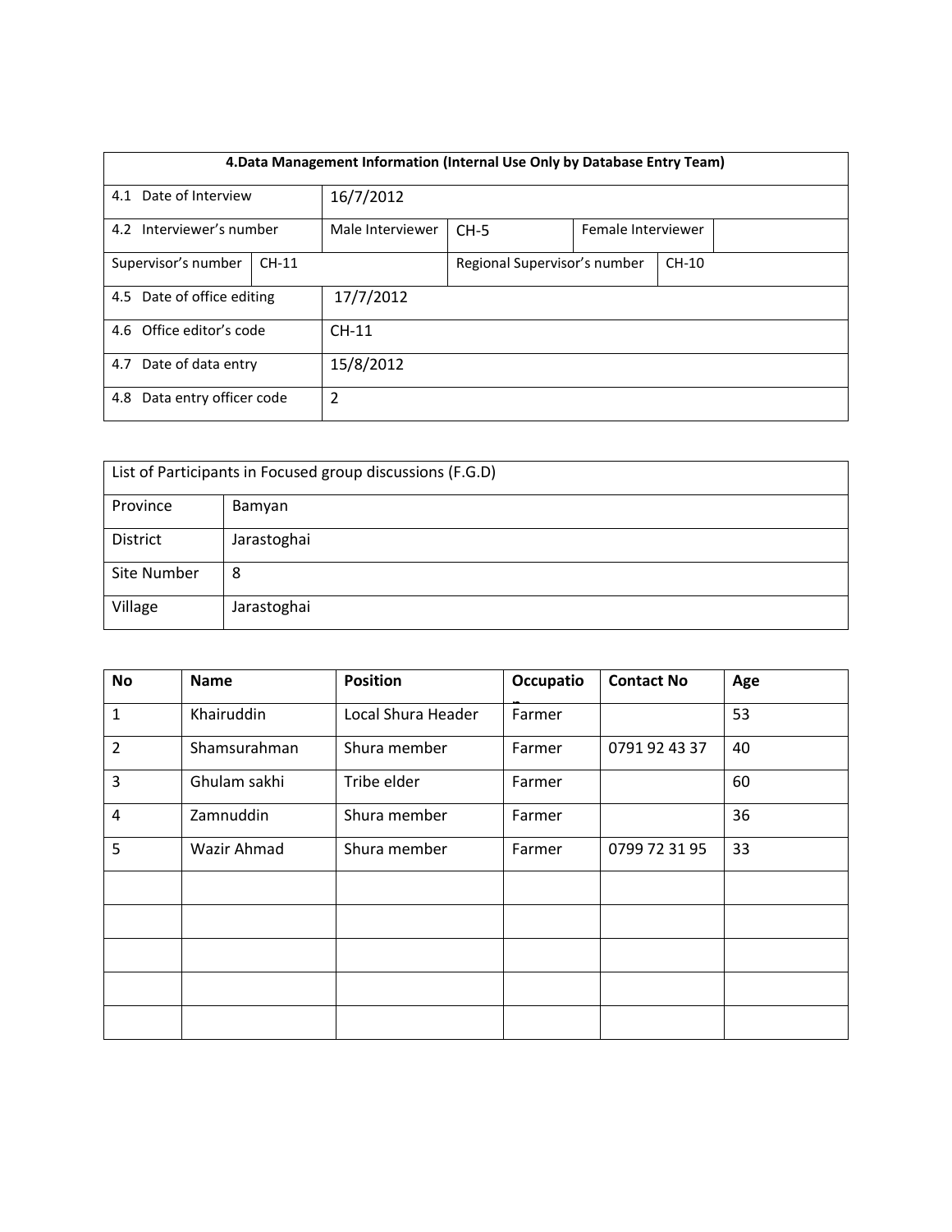| 4.Data Management Information (Internal Use Only by Database Entry Team) | | | | | |
|---|---|---|---|---|---|
| 4.1 Date of Interview | | 16/7/2012 | | | |
| 4.2 Interviewer's number | | Male Interviewer | CH-5 | Female Interviewer | |
| Supervisor's number | CH-11 | | Regional Supervisor's number | CH-10 | |
| 4.5 Date of office editing | | 17/7/2012 | | | |
| 4.6 Office editor's code | | CH-11 | | | |
| 4.7 Date of data entry | | 15/8/2012 | | | |
| 4.8 Data entry officer code | | 2 | | | |

| List of Participants in Focused group discussions (F.G.D) | |
|---|---|
| Province | Bamyan |
| District | Jarastoghai |
| Site Number | 8 |
| Village | Jarastoghai |

| No | Name | Position | Occupation | Contact No | Age |
|---|---|---|---|---|---|
| 1 | Khairuddin | Local Shura Header | Farmer | | 53 |
| 2 | Shamsurahman | Shura member | Farmer | 0791 92 43 37 | 40 |
| 3 | Ghulam sakhi | Tribe elder | Farmer | | 60 |
| 4 | Zamnuddin | Shura member | Farmer | | 36 |
| 5 | Wazir Ahmad | Shura member | Farmer | 0799 72 31 95 | 33 |
| | | | | | |
| | | | | | |
| | | | | | |
| | | | | | |
| | | | | | |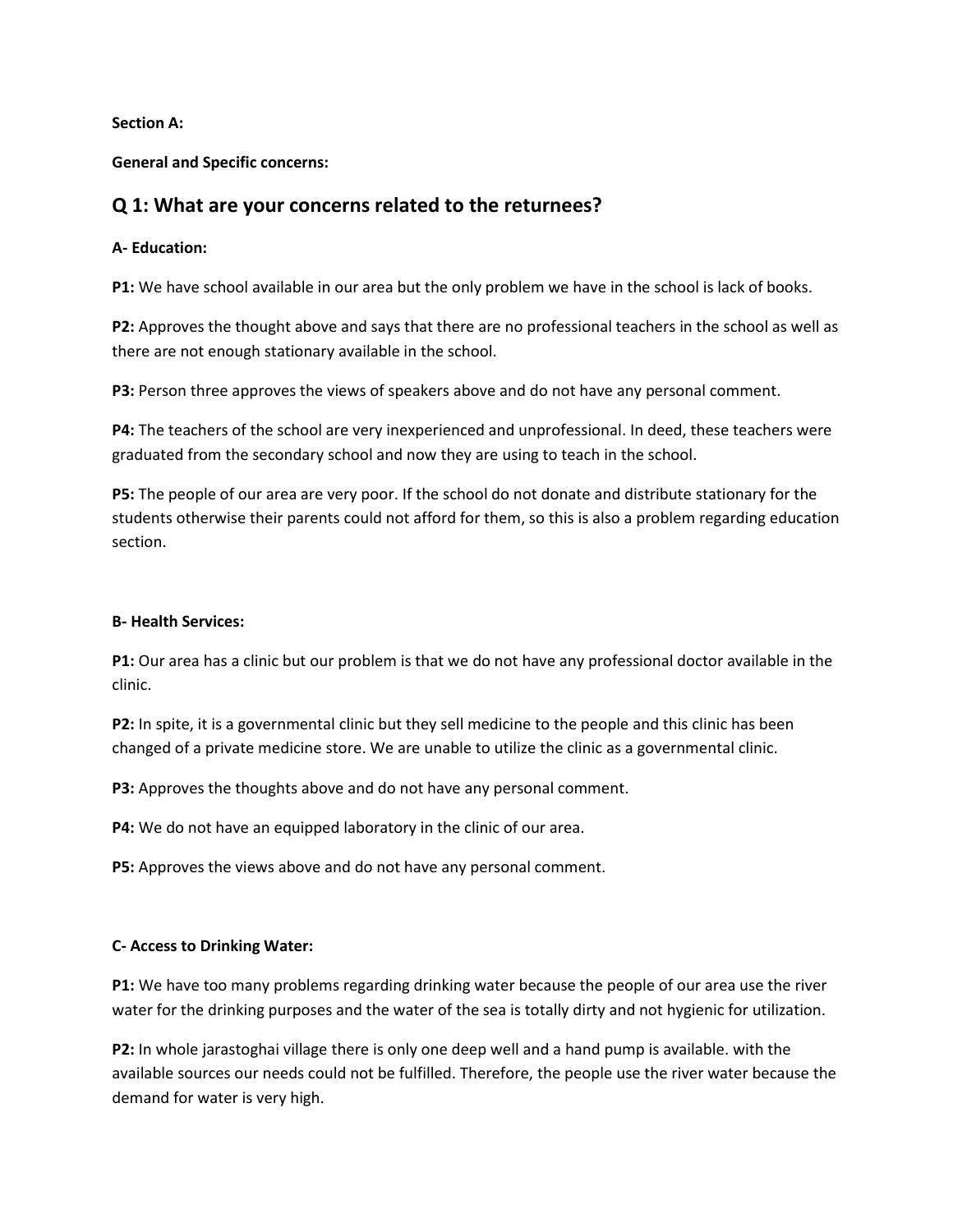**Section A:**

**General and Specific concerns:**

## Q 1: What are your concerns related to the returnees?

**A- Education:**

**P1:** We have school available in our area but the only problem we have in the school is lack of books.

**P2:** Approves the thought above and says that there are no professional teachers in the school as well as there are not enough stationary available in the school.

**P3:** Person three approves the views of speakers above and do not have any personal comment.

**P4:** The teachers of the school are very inexperienced and unprofessional. In deed, these teachers were graduated from the secondary school and now they are using to teach in the school.

**P5:** The people of our area are very poor. If the school do not donate and distribute stationary for the students otherwise their parents could not afford for them, so this is also a problem regarding education section.

**B- Health Services:**

**P1:** Our area has a clinic but our problem is that we do not have any professional doctor available in the clinic.

**P2:** In spite, it is a governmental clinic but they sell medicine to the people and this clinic has been changed of a private medicine store. We are unable to utilize the clinic as a governmental clinic.

**P3:** Approves the thoughts above and do not have any personal comment.

**P4:** We do not have an equipped laboratory in the clinic of our area.

**P5:** Approves the views above and do not have any personal comment.

**C- Access to Drinking Water:**

**P1:** We have too many problems regarding drinking water because the people of our area use the river water for the drinking purposes and the water of the sea is totally dirty and not hygienic for utilization.

**P2:** In whole jarastoghai village there is only one deep well and a hand pump is available. with the available sources our needs could not be fulfilled. Therefore, the people use the river water because the demand for water is very high.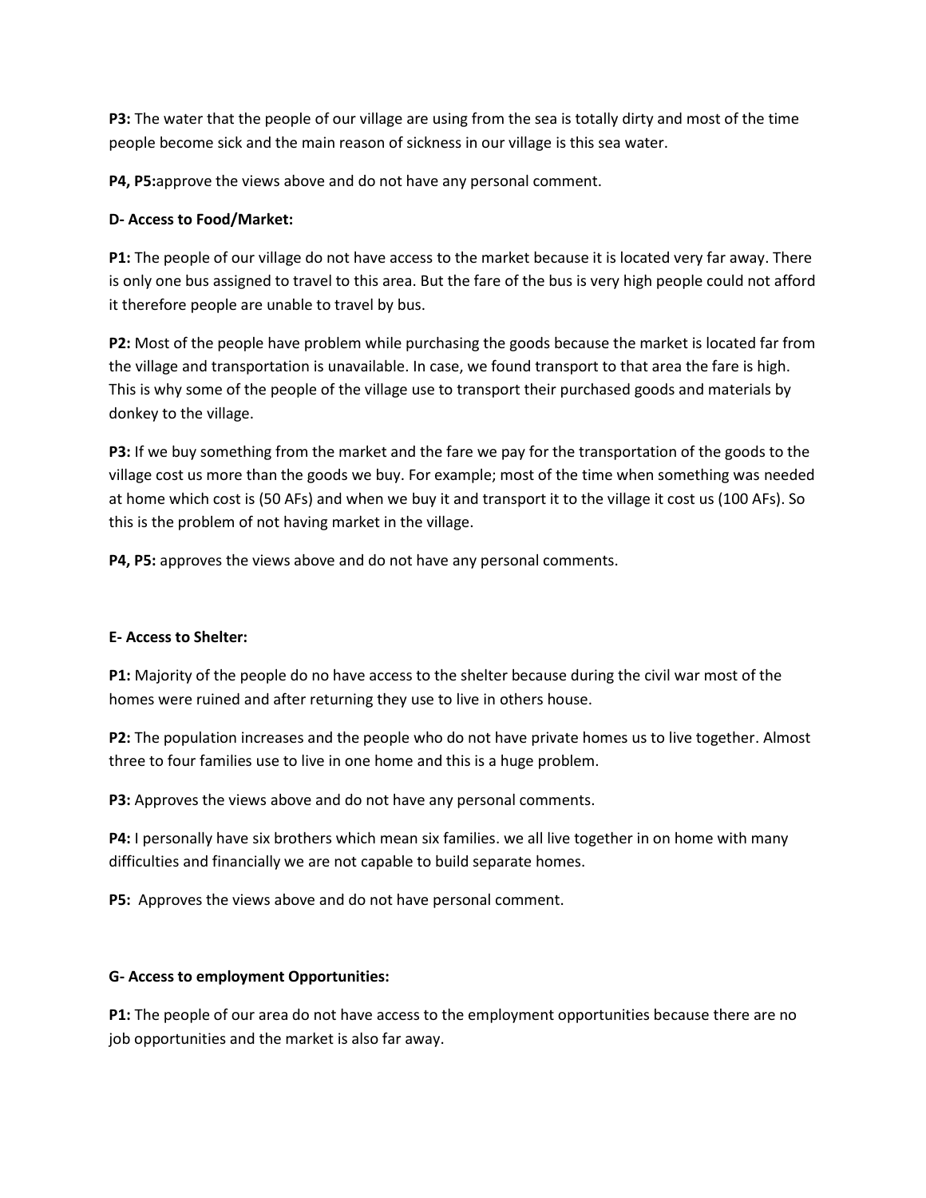**P3:** The water that the people of our village are using from the sea is totally dirty and most of the time people become sick and the main reason of sickness in our village is this sea water.

**P4, P5:**approve the views above and do not have any personal comment.

**D- Access to Food/Market:**

**P1:** The people of our village do not have access to the market because it is located very far away. There is only one bus assigned to travel to this area. But the fare of the bus is very high people could not afford it therefore people are unable to travel by bus.

**P2:** Most of the people have problem while purchasing the goods because the market is located far from the village and transportation is unavailable. In case, we found transport to that area the fare is high. This is why some of the people of the village use to transport their purchased goods and materials by donkey to the village.

**P3:** If we buy something from the market and the fare we pay for the transportation of the goods to the village cost us more than the goods we buy. For example; most of the time when something was needed at home which cost is (50 AFs) and when we buy it and transport it to the village it cost us (100 AFs). So this is the problem of not having market in the village.

**P4, P5:** approves the views above and do not have any personal comments.

**E- Access to Shelter:**

**P1:** Majority of the people do no have access to the shelter because during the civil war most of the homes were ruined and after returning they use to live in others house.

**P2:** The population increases and the people who do not have private homes us to live together. Almost three to four families use to live in one home and this is a huge problem.

**P3:** Approves the views above and do not have any personal comments.

**P4:** I personally have six brothers which mean six families. we all live together in on home with many difficulties and financially we are not capable to build separate homes.

**P5:** Approves the views above and do not have personal comment.

**G- Access to employment Opportunities:**

**P1:** The people of our area do not have access to the employment opportunities because there are no job opportunities and the market is also far away.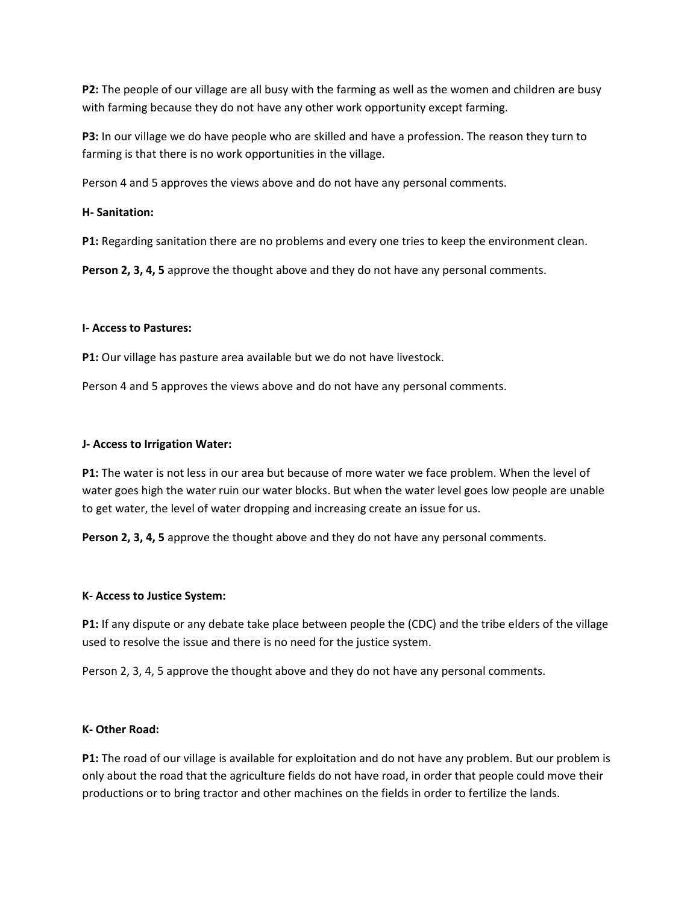**P2:** The people of our village are all busy with the farming as well as the women and children are busy with farming because they do not have any other work opportunity except farming.

**P3:** In our village we do have people who are skilled and have a profession. The reason they turn to farming is that there is no work opportunities in the village.

Person 4 and 5 approves the views above and do not have any personal comments.

**H- Sanitation:**

**P1:** Regarding sanitation there are no problems and every one tries to keep the environment clean.

**Person 2, 3, 4, 5** approve the thought above and they do not have any personal comments.

**I- Access to Pastures:**

**P1:** Our village has pasture area available but we do not have livestock.

Person 4 and 5 approves the views above and do not have any personal comments.

**J- Access to Irrigation Water:**

**P1:** The water is not less in our area but because of more water we face problem. When the level of water goes high the water ruin our water blocks. But when the water level goes low people are unable to get water, the level of water dropping and increasing create an issue for us.

**Person 2, 3, 4, 5** approve the thought above and they do not have any personal comments.

**K- Access to Justice System:**

**P1:** If any dispute or any debate take place between people the (CDC) and the tribe elders of the village used to resolve the issue and there is no need for the justice system.

Person 2, 3, 4, 5 approve the thought above and they do not have any personal comments.

**K- Other Road:**

**P1:** The road of our village is available for exploitation and do not have any problem. But our problem is only about the road that the agriculture fields do not have road, in order that people could move their productions or to bring tractor and other machines on the fields in order to fertilize the lands.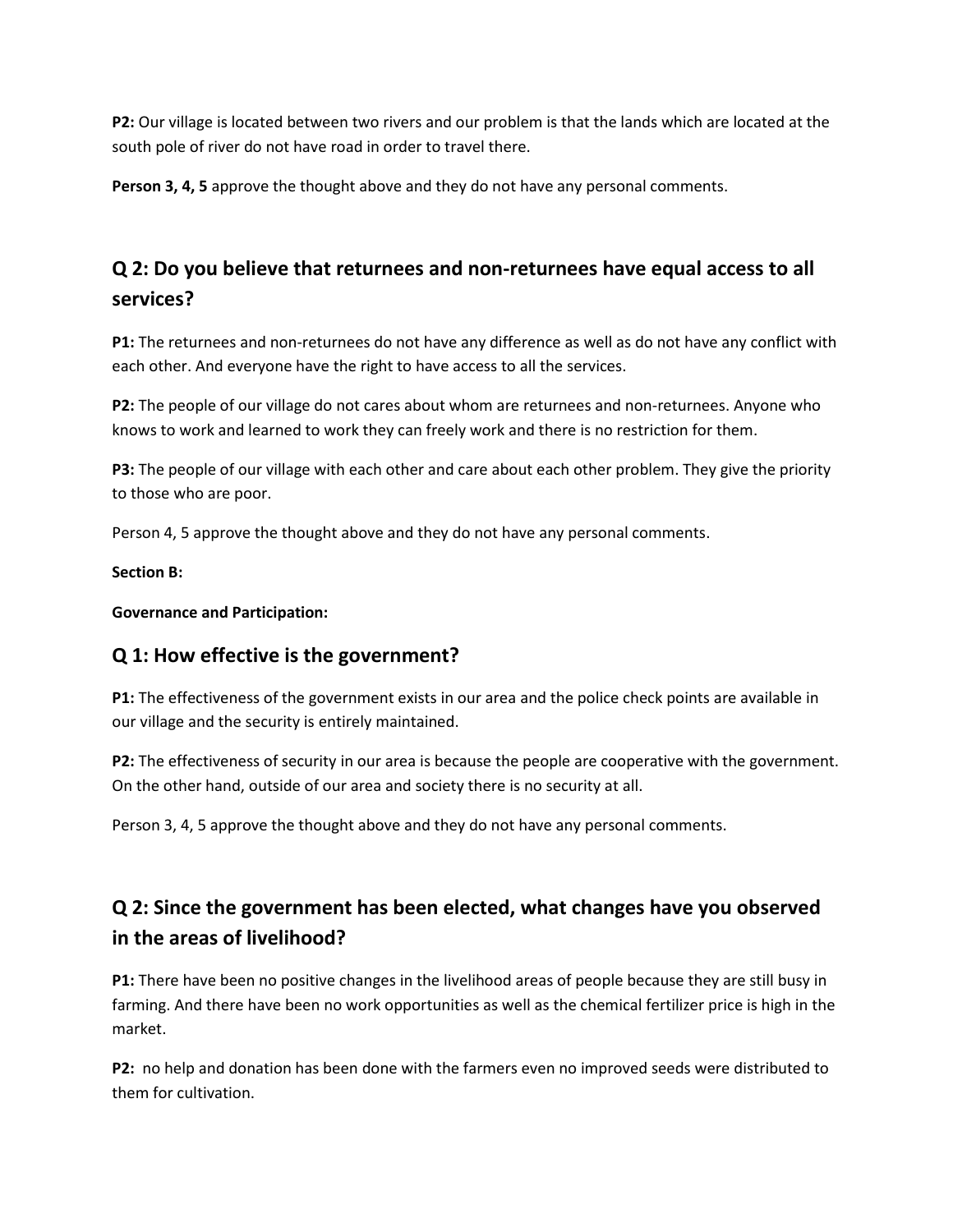**P2:** Our village is located between two rivers and our problem is that the lands which are located at the south pole of river do not have road in order to travel there.

**Person 3, 4, 5** approve the thought above and they do not have any personal comments.

## Q 2: Do you believe that returnees and non-returnees have equal access to all services?

**P1:** The returnees and non-returnees do not have any difference as well as do not have any conflict with each other. And everyone have the right to have access to all the services.

**P2:** The people of our village do not cares about whom are returnees and non-returnees. Anyone who knows to work and learned to work they can freely work and there is no restriction for them.

**P3:** The people of our village with each other and care about each other problem. They give the priority to those who are poor.

Person 4, 5 approve the thought above and they do not have any personal comments.

**Section B:**

**Governance and Participation:**

## Q 1: How effective is the government?

**P1:** The effectiveness of the government exists in our area and the police check points are available in our village and the security is entirely maintained.

**P2:** The effectiveness of security in our area is because the people are cooperative with the government. On the other hand, outside of our area and society there is no security at all.

Person 3, 4, 5 approve the thought above and they do not have any personal comments.

## Q 2: Since the government has been elected, what changes have you observed in the areas of livelihood?

**P1:** There have been no positive changes in the livelihood areas of people because they are still busy in farming. And there have been no work opportunities as well as the chemical fertilizer price is high in the market.

**P2:** no help and donation has been done with the farmers even no improved seeds were distributed to them for cultivation.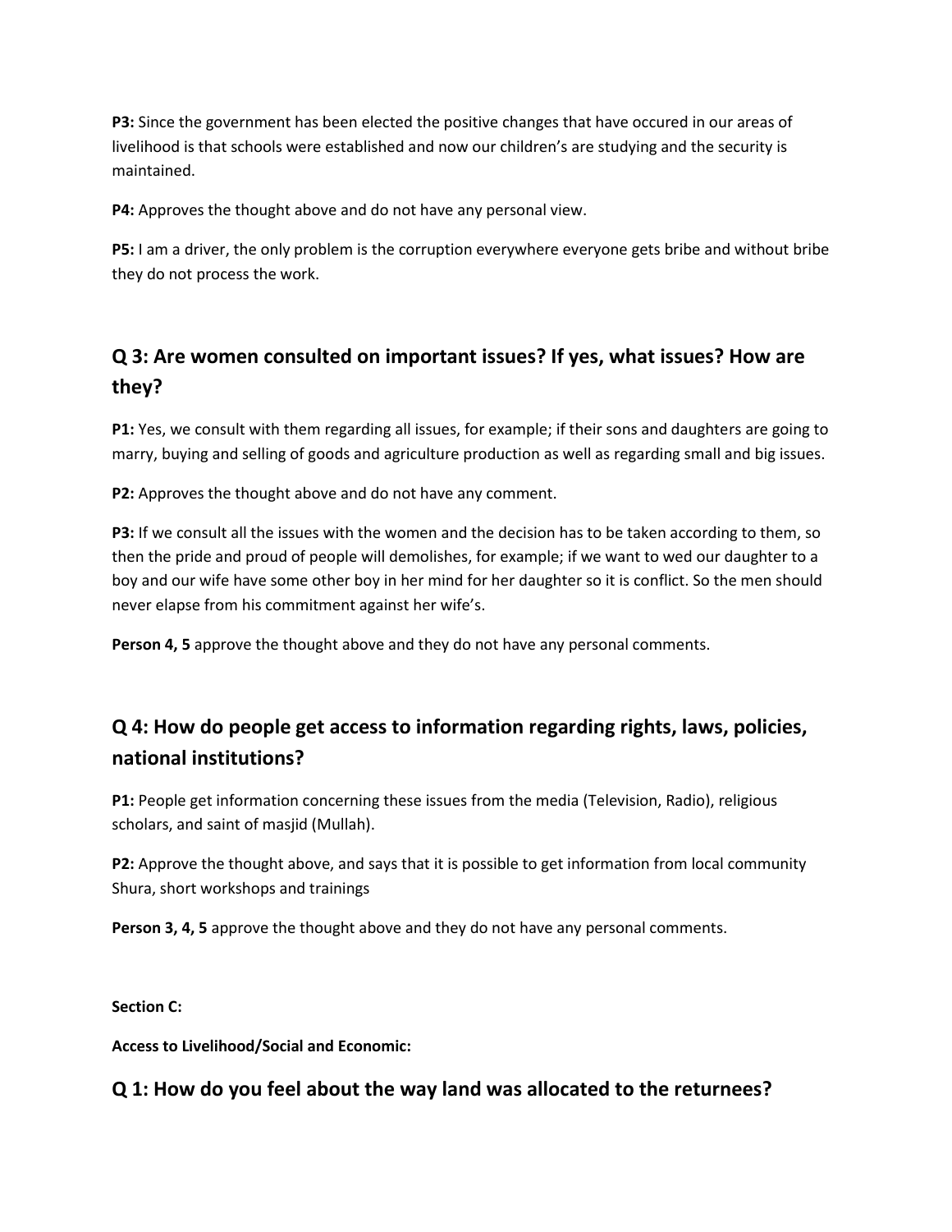**P3:** Since the government has been elected the positive changes that have occured in our areas of livelihood is that schools were established and now our children's are studying and the security is maintained.

**P4:** Approves the thought above and do not have any personal view.

**P5:** I am a driver, the only problem is the corruption everywhere everyone gets bribe and without bribe they do not process the work.

## Q 3: Are women consulted on important issues? If yes, what issues? How are they?

**P1:** Yes, we consult with them regarding all issues, for example; if their sons and daughters are going to marry, buying and selling of goods and agriculture production as well as regarding small and big issues.

**P2:** Approves the thought above and do not have any comment.

**P3:** If we consult all the issues with the women and the decision has to be taken according to them, so then the pride and proud of people will demolishes, for example; if we want to wed our daughter to a boy and our wife have some other boy in her mind for her daughter so it is conflict. So the men should never elapse from his commitment against her wife's.

**Person 4, 5** approve the thought above and they do not have any personal comments.

## Q 4: How do people get access to information regarding rights, laws, policies, national institutions?

**P1:** People get information concerning these issues from the media (Television, Radio), religious scholars, and saint of masjid (Mullah).

**P2:** Approve the thought above, and says that it is possible to get information from local community Shura, short workshops and trainings

**Person 3, 4, 5** approve the thought above and they do not have any personal comments.

**Section C:**

**Access to Livelihood/Social and Economic:**

## Q 1: How do you feel about the way land was allocated to the returnees?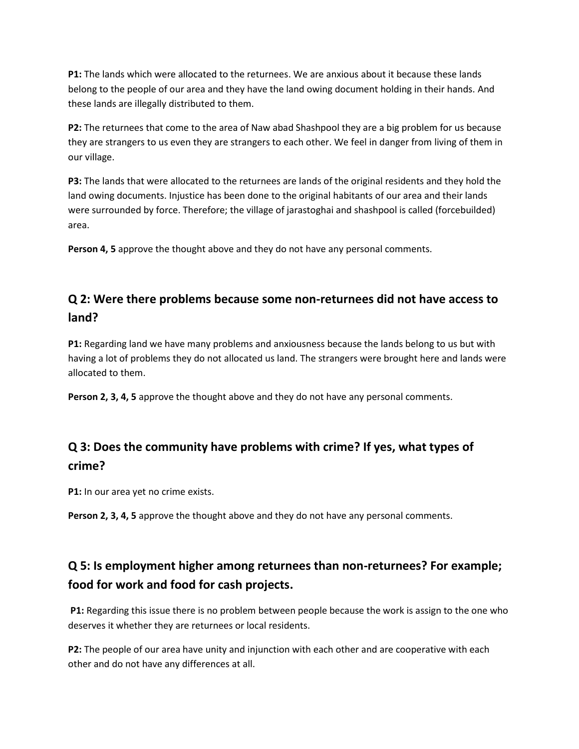**P1:** The lands which were allocated to the returnees. We are anxious about it because these lands belong to the people of our area and they have the land owing document holding in their hands. And these lands are illegally distributed to them.

**P2:** The returnees that come to the area of Naw abad Shashpool they are a big problem for us because they are strangers to us even they are strangers to each other. We feel in danger from living of them in our village.

**P3:** The lands that were allocated to the returnees are lands of the original residents and they hold the land owing documents. Injustice has been done to the original habitants of our area and their lands were surrounded by force. Therefore; the village of jarastoghai and shashpool is called (forcebuilded) area.

**Person 4, 5** approve the thought above and they do not have any personal comments.

## Q 2: Were there problems because some non-returnees did not have access to land?

**P1:** Regarding land we have many problems and anxiousness because the lands belong to us but with having a lot of problems they do not allocated us land. The strangers were brought here and lands were allocated to them.

**Person 2, 3, 4, 5** approve the thought above and they do not have any personal comments.

## Q 3: Does the community have problems with crime? If yes, what types of crime?

**P1:** In our area yet no crime exists.

**Person 2, 3, 4, 5** approve the thought above and they do not have any personal comments.

## Q 5: Is employment higher among returnees than non-returnees? For example; food for work and food for cash projects.

**P1:** Regarding this issue there is no problem between people because the work is assign to the one who deserves it whether they are returnees or local residents.

**P2:** The people of our area have unity and injunction with each other and are cooperative with each other and do not have any differences at all.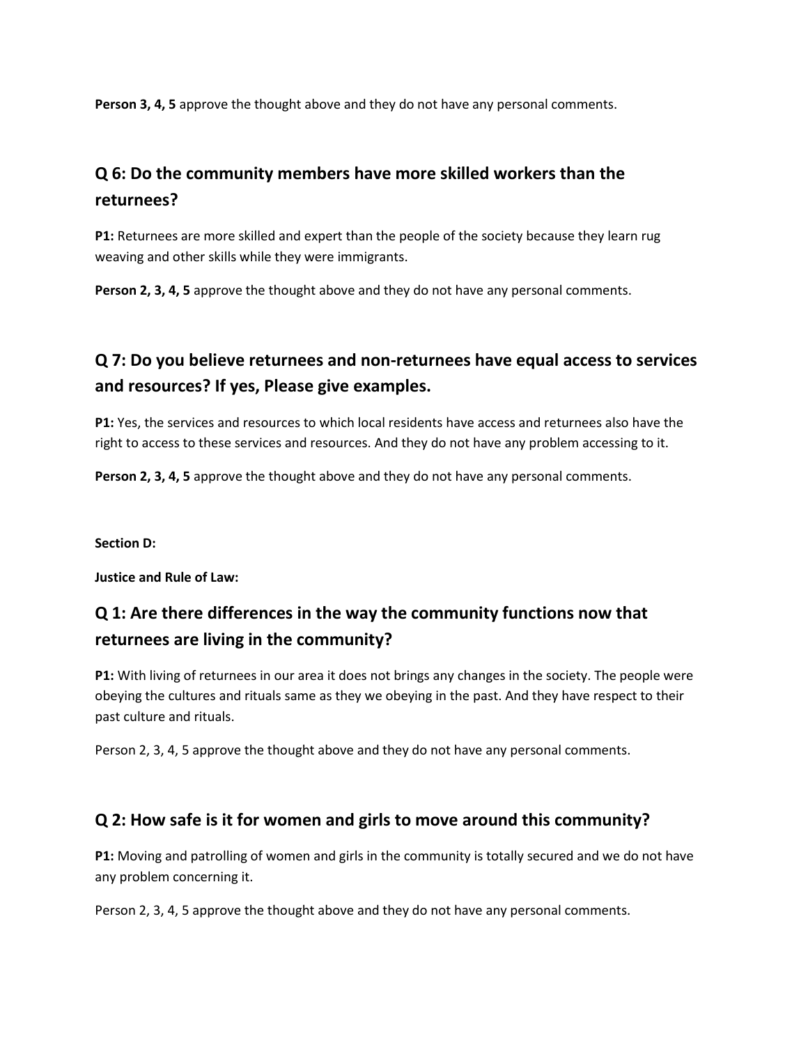**Person 3, 4, 5** approve the thought above and they do not have any personal comments.

## Q 6: Do the community members have more skilled workers than the returnees?

**P1:** Returnees are more skilled and expert than the people of the society because they learn rug weaving and other skills while they were immigrants.

**Person 2, 3, 4, 5** approve the thought above and they do not have any personal comments.

## Q 7: Do you believe returnees and non-returnees have equal access to services and resources? If yes, Please give examples.

**P1:** Yes, the services and resources to which local residents have access and returnees also have the right to access to these services and resources. And they do not have any problem accessing to it.

**Person 2, 3, 4, 5** approve the thought above and they do not have any personal comments.

**Section D:**

**Justice and Rule of Law:**

## Q 1: Are there differences in the way the community functions now that returnees are living in the community?

**P1:** With living of returnees in our area it does not brings any changes in the society. The people were obeying the cultures and rituals same as they we obeying in the past. And they have respect to their past culture and rituals.

Person 2, 3, 4, 5 approve the thought above and they do not have any personal comments.

## Q 2: How safe is it for women and girls to move around this community?

**P1:** Moving and patrolling of women and girls in the community is totally secured and we do not have any problem concerning it.

Person 2, 3, 4, 5 approve the thought above and they do not have any personal comments.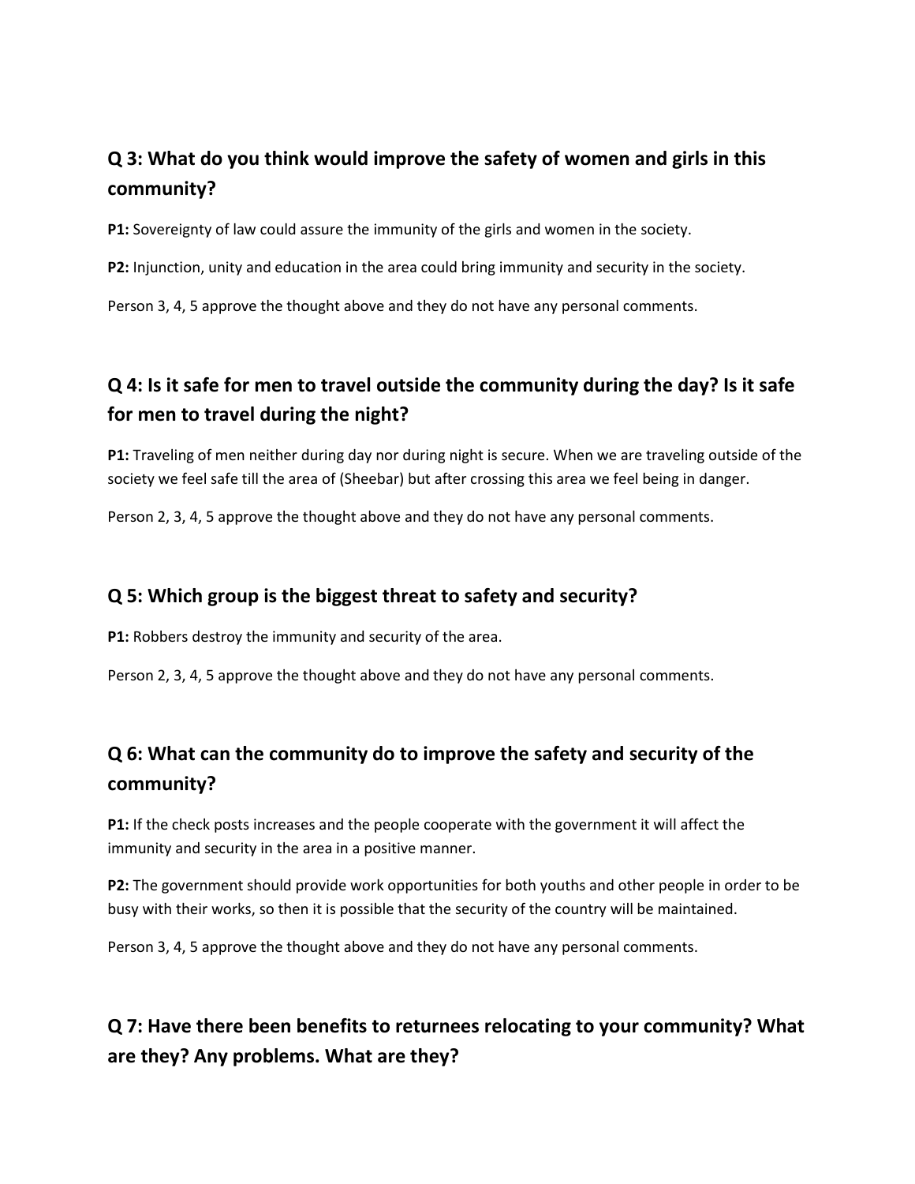## Q 3: What do you think would improve the safety of women and girls in this community?

**P1:** Sovereignty of law could assure the immunity of the girls and women in the society.

**P2:** Injunction, unity and education in the area could bring immunity and security in the society.

Person 3, 4, 5 approve the thought above and they do not have any personal comments.

## Q 4: Is it safe for men to travel outside the community during the day? Is it safe for men to travel during the night?

**P1:** Traveling of men neither during day nor during night is secure. When we are traveling outside of the society we feel safe till the area of (Sheebar) but after crossing this area we feel being in danger.

Person 2, 3, 4, 5 approve the thought above and they do not have any personal comments.

## Q 5: Which group is the biggest threat to safety and security?

**P1:** Robbers destroy the immunity and security of the area.

Person 2, 3, 4, 5 approve the thought above and they do not have any personal comments.

## Q 6: What can the community do to improve the safety and security of the community?

**P1:** If the check posts increases and the people cooperate with the government it will affect the immunity and security in the area in a positive manner.

**P2:** The government should provide work opportunities for both youths and other people in order to be busy with their works, so then it is possible that the security of the country will be maintained.

Person 3, 4, 5 approve the thought above and they do not have any personal comments.

## Q 7: Have there been benefits to returnees relocating to your community? What are they? Any problems. What are they?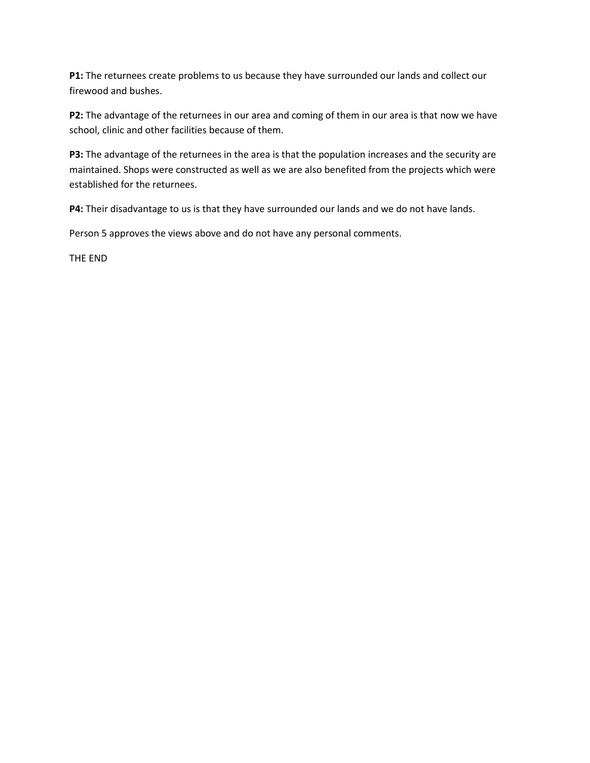**P1:** The returnees create problems to us because they have surrounded our lands and collect our firewood and bushes.

**P2:** The advantage of the returnees in our area and coming of them in our area is that now we have school, clinic and other facilities because of them.

**P3:** The advantage of the returnees in the area is that the population increases and the security are maintained. Shops were constructed as well as we are also benefited from the projects which were established for the returnees.

**P4:** Their disadvantage to us is that they have surrounded our lands and we do not have lands.

Person 5 approves the views above and do not have any personal comments.

THE END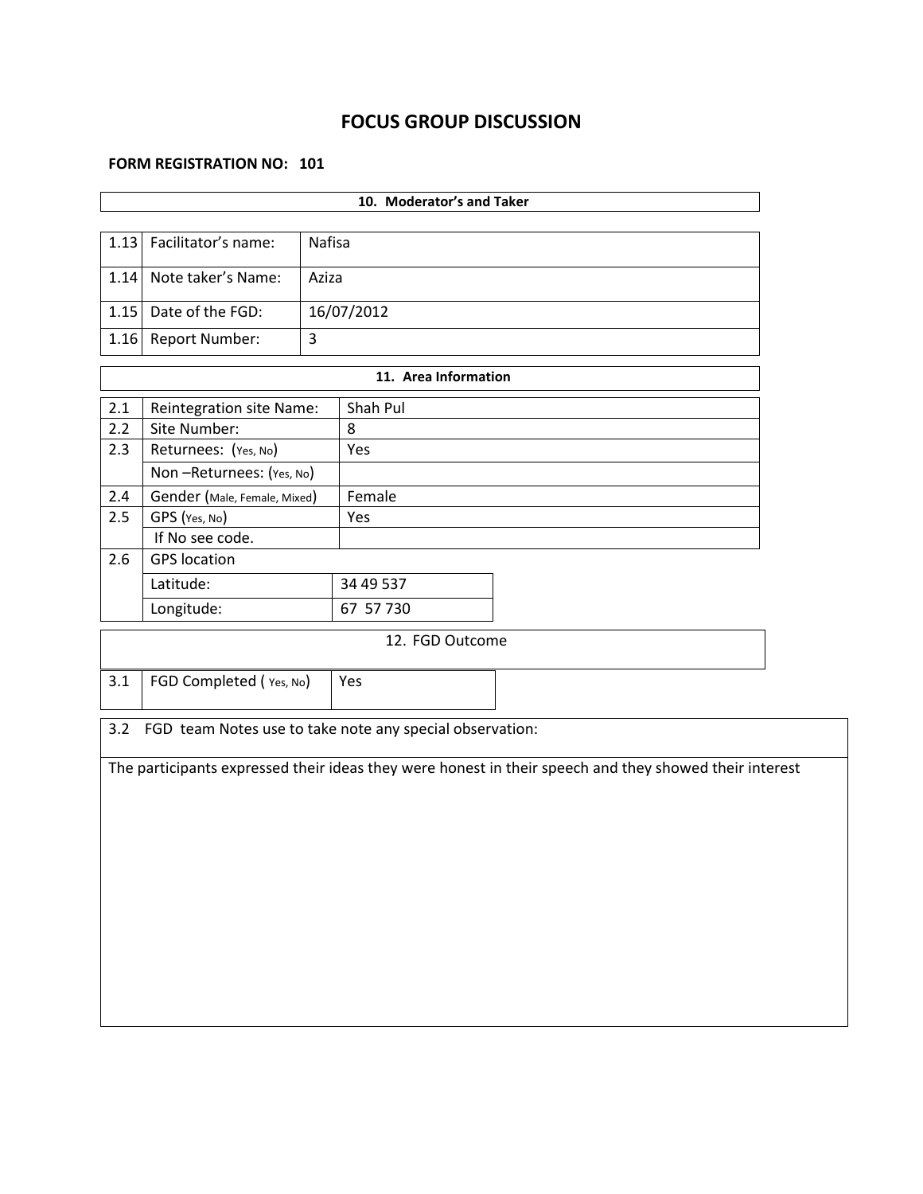# FOCUS GROUP DISCUSSION

**FORM REGISTRATION NO: 101**

| **10. Moderator's and Taker** | | |
|---|---|---|
| 1.13 | Facilitator's name: | Nafisa |
| 1.14 | Note taker's Name: | Aziza |
| 1.15 | Date of the FGD: | 16/07/2012 |
| 1.16 | Report Number: | 3 |

| **11. Area Information** | | |
|---|---|---|
| 2.1 | Reintegration site Name: | Shah Pul |
| 2.2 | Site Number: | 8 |
| 2.3 | Returnees: (Yes, No) | Yes |
| | Non –Returnees: (Yes, No) | |
| 2.4 | Gender (Male, Female, Mixed) | Female |
| 2.5 | GPS (Yes, No) | Yes |
| | If No see code. | |
| 2.6 | GPS location | |
| | Latitude: | 34 49 537 |
| | Longitude: | 67 57 730 |

| 12. FGD Outcome | | |
|---|---|---|
| 3.1 | FGD Completed ( Yes, No) | Yes |

| 3.2 FGD team Notes use to take note any special observation: |
|---|
| The participants expressed their ideas they were honest in their speech and they showed their interest |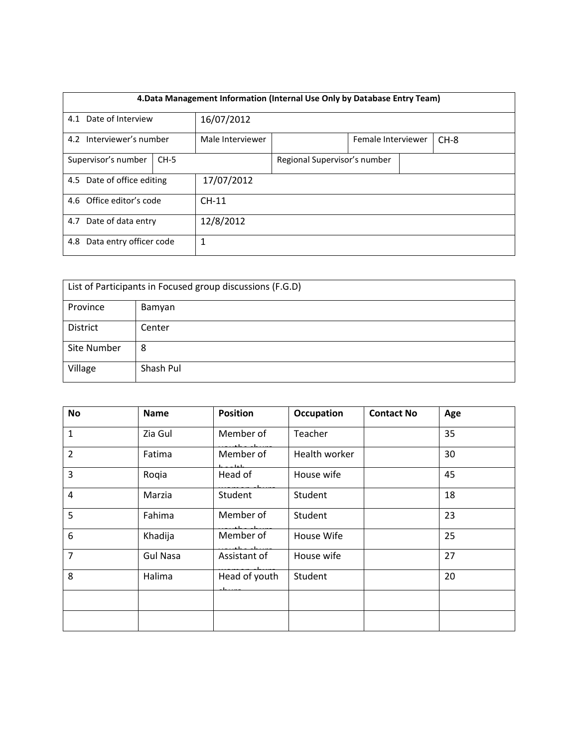| 4.Data Management Information (Internal Use Only by Database Entry Team) | | | | | |
|---|---|---|---|---|---|
| 4.1 Date of Interview | | 16/07/2012 | | | |
| 4.2 Interviewer's number | | Male Interviewer | | Female Interviewer | CH-8 |
| Supervisor's number | CH-5 | | Regional Supervisor's number | | |
| 4.5 Date of office editing | | 17/07/2012 | | | |
| 4.6 Office editor's code | | CH-11 | | | |
| 4.7 Date of data entry | | 12/8/2012 | | | |
| 4.8 Data entry officer code | | 1 | | | |

| List of Participants in Focused group discussions (F.G.D) | |
|---|---|
| Province | Bamyan |
| District | Center |
| Site Number | 8 |
| Village | Shash Pul |

| No | Name | Position | Occupation | Contact No | Age |
|---|---|---|---|---|---|
| 1 | Zia Gul | Member of youths shura | Teacher | | 35 |
| 2 | Fatima | Member of health | Health worker | | 30 |
| 3 | Roqia | Head of women shura | House wife | | 45 |
| 4 | Marzia | Student | Student | | 18 |
| 5 | Fahima | Member of youths shura | Student | | 23 |
| 6 | Khadija | Member of youths shura | House Wife | | 25 |
| 7 | Gul Nasa | Assistant of women shura | House wife | | 27 |
| 8 | Halima | Head of youth shura | Student | | 20 |
| | | | | | |
| | | | | | |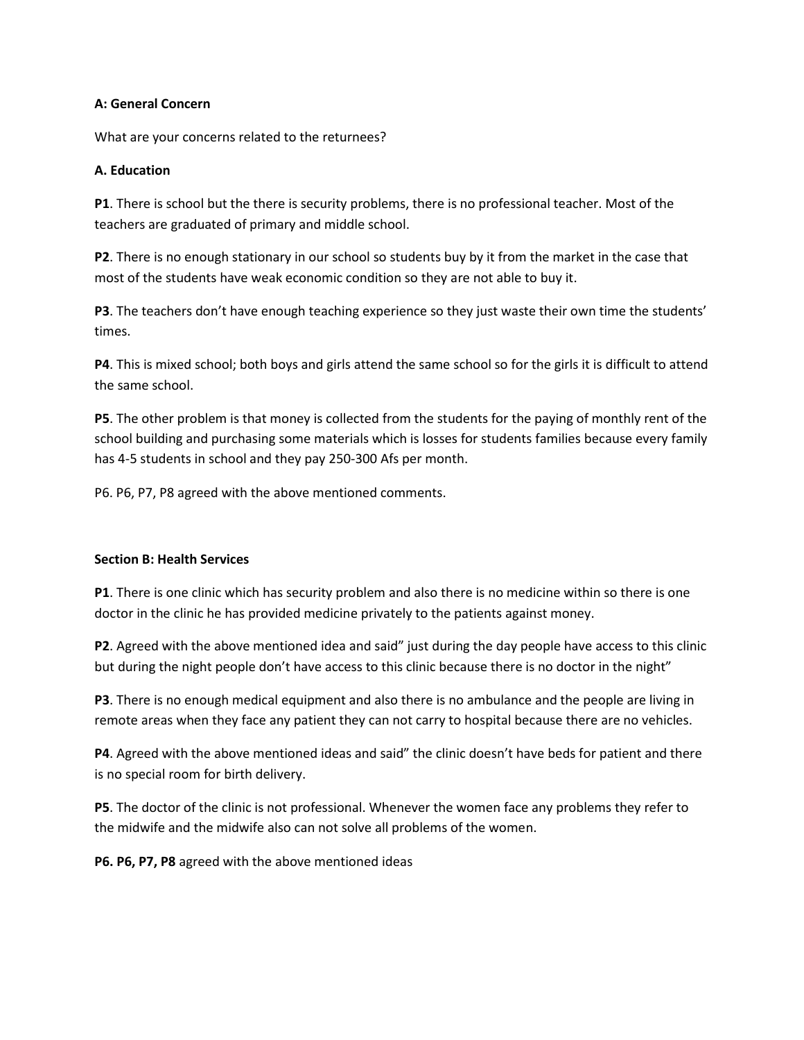**A: General Concern**

What are your concerns related to the returnees?

**A. Education**

**P1**. There is school but the there is security problems, there is no professional teacher. Most of the teachers are graduated of primary and middle school.

**P2**. There is no enough stationary in our school so students buy by it from the market in the case that most of the students have weak economic condition so they are not able to buy it.

**P3**. The teachers don't have enough teaching experience so they just waste their own time the students' times.

**P4**. This is mixed school; both boys and girls attend the same school so for the girls it is difficult to attend the same school.

**P5**. The other problem is that money is collected from the students for the paying of monthly rent of the school building and purchasing some materials which is losses for students families because every family has 4-5 students in school and they pay 250-300 Afs per month.

P6. P6, P7, P8 agreed with the above mentioned comments.

**Section B: Health Services**

**P1**. There is one clinic which has security problem and also there is no medicine within so there is one doctor in the clinic he has provided medicine privately to the patients against money.

**P2**. Agreed with the above mentioned idea and said" just during the day people have access to this clinic but during the night people don't have access to this clinic because there is no doctor in the night"

**P3**. There is no enough medical equipment and also there is no ambulance and the people are living in remote areas when they face any patient they can not carry to hospital because there are no vehicles.

**P4**. Agreed with the above mentioned ideas and said" the clinic doesn't have beds for patient and there is no special room for birth delivery.

**P5**. The doctor of the clinic is not professional. Whenever the women face any problems they refer to the midwife and the midwife also can not solve all problems of the women.

**P6. P6, P7, P8** agreed with the above mentioned ideas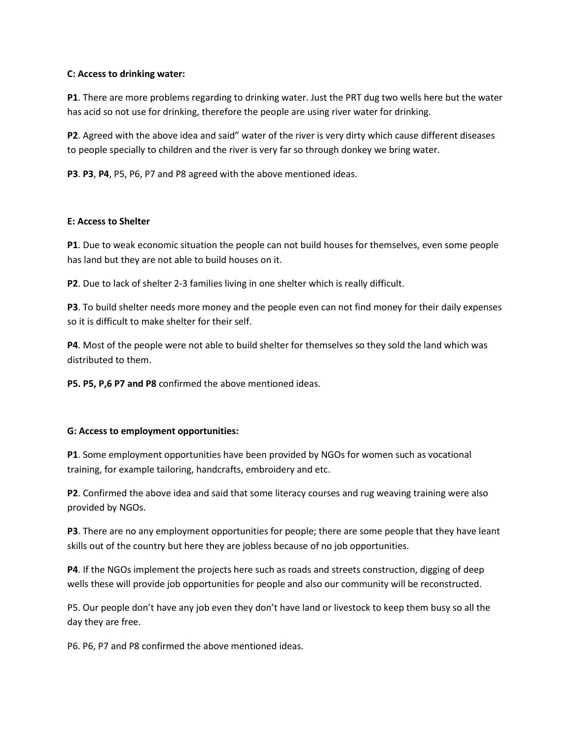**C: Access to drinking water:**

**P1**. There are more problems regarding to drinking water. Just the PRT dug two wells here but the water has acid so not use for drinking, therefore the people are using river water for drinking.

**P2**. Agreed with the above idea and said" water of the river is very dirty which cause different diseases to people specially to children and the river is very far so through donkey we bring water.

**P3**. **P3**, **P4**, P5, P6, P7 and P8 agreed with the above mentioned ideas.

**E: Access to Shelter**

**P1**. Due to weak economic situation the people can not build houses for themselves, even some people has land but they are not able to build houses on it.

**P2**. Due to lack of shelter 2-3 families living in one shelter which is really difficult.

**P3**. To build shelter needs more money and the people even can not find money for their daily expenses so it is difficult to make shelter for their self.

**P4**. Most of the people were not able to build shelter for themselves so they sold the land which was distributed to them.

**P5. P5, P,6 P7 and P8** confirmed the above mentioned ideas.

**G: Access to employment opportunities:**

**P1**. Some employment opportunities have been provided by NGOs for women such as vocational training, for example tailoring, handcrafts, embroidery and etc.

**P2**. Confirmed the above idea and said that some literacy courses and rug weaving training were also provided by NGOs.

**P3**. There are no any employment opportunities for people; there are some people that they have leant skills out of the country but here they are jobless because of no job opportunities.

**P4**. If the NGOs implement the projects here such as roads and streets construction, digging of deep wells these will provide job opportunities for people and also our community will be reconstructed.

P5. Our people don't have any job even they don't have land or livestock to keep them busy so all the day they are free.

P6. P6, P7 and P8 confirmed the above mentioned ideas.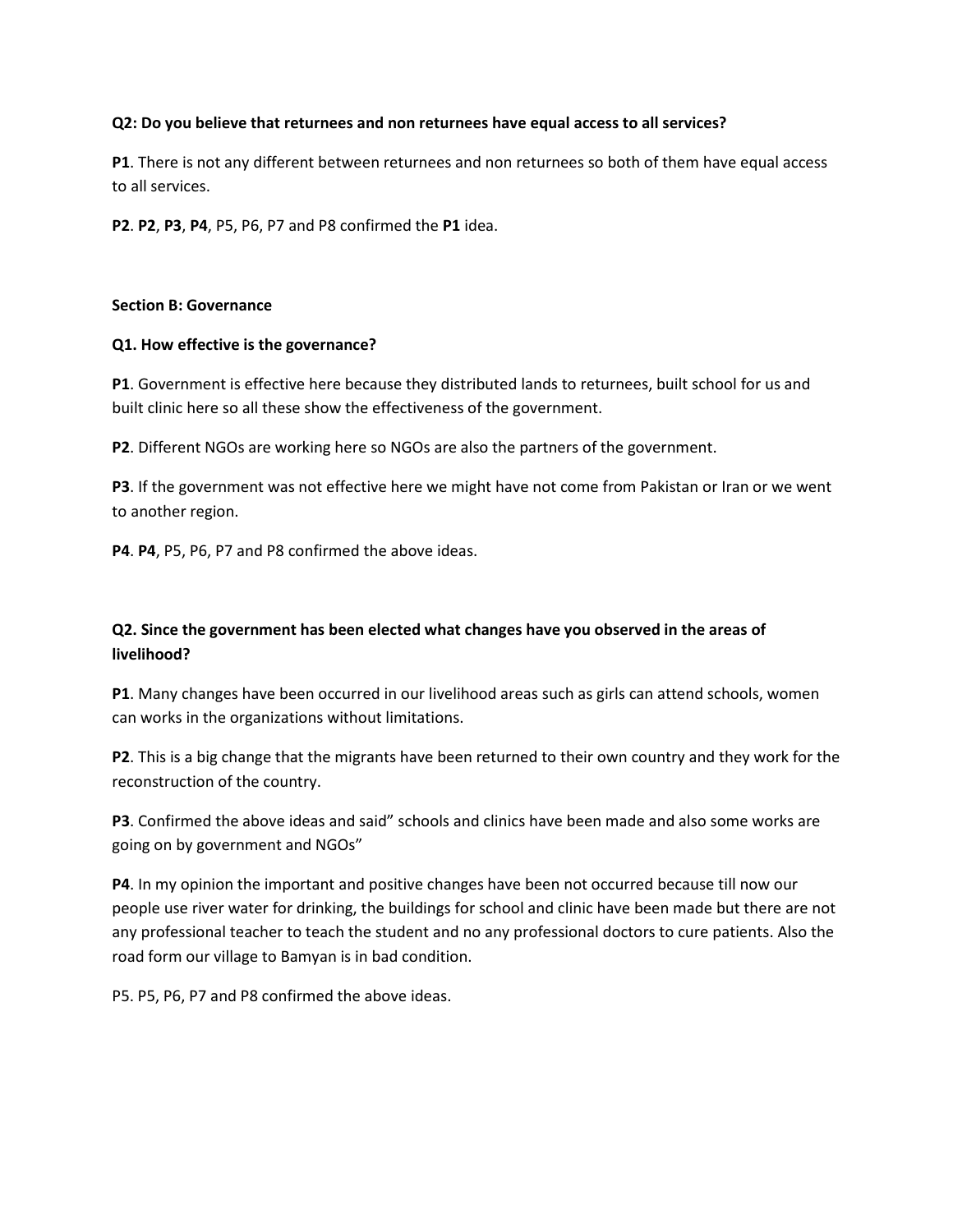**Q2: Do you believe that returnees and non returnees have equal access to all services?**

**P1**. There is not any different between returnees and non returnees so both of them have equal access to all services.

**P2**. **P2**, **P3**, **P4**, P5, P6, P7 and P8 confirmed the **P1** idea.

**Section B: Governance**

**Q1. How effective is the governance?**

**P1**. Government is effective here because they distributed lands to returnees, built school for us and built clinic here so all these show the effectiveness of the government.

**P2**. Different NGOs are working here so NGOs are also the partners of the government.

**P3**. If the government was not effective here we might have not come from Pakistan or Iran or we went to another region.

**P4**. **P4**, P5, P6, P7 and P8 confirmed the above ideas.

**Q2. Since the government has been elected what changes have you observed in the areas of livelihood?**

**P1**. Many changes have been occurred in our livelihood areas such as girls can attend schools, women can works in the organizations without limitations.

**P2**. This is a big change that the migrants have been returned to their own country and they work for the reconstruction of the country.

**P3**. Confirmed the above ideas and said" schools and clinics have been made and also some works are going on by government and NGOs"

**P4**. In my opinion the important and positive changes have been not occurred because till now our people use river water for drinking, the buildings for school and clinic have been made but there are not any professional teacher to teach the student and no any professional doctors to cure patients. Also the road form our village to Bamyan is in bad condition.

P5. P5, P6, P7 and P8 confirmed the above ideas.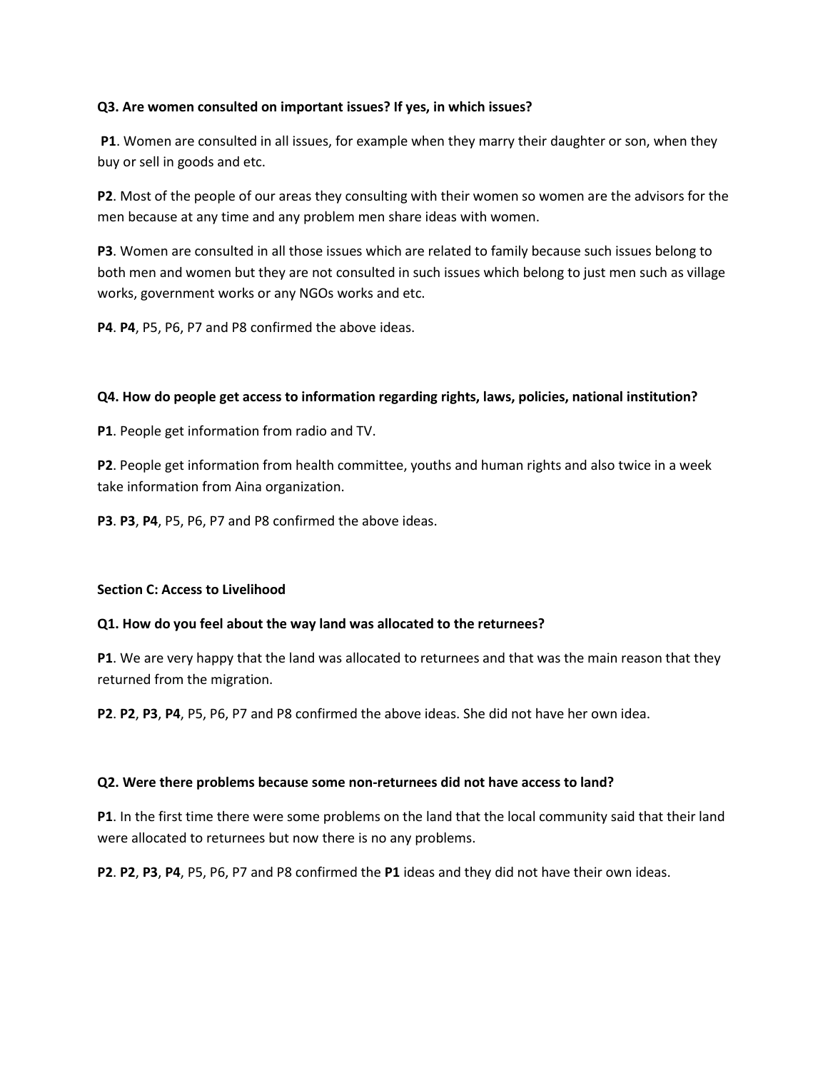**Q3. Are women consulted on important issues? If yes, in which issues?**

**P1**. Women are consulted in all issues, for example when they marry their daughter or son, when they buy or sell in goods and etc.

**P2**. Most of the people of our areas they consulting with their women so women are the advisors for the men because at any time and any problem men share ideas with women.

**P3**. Women are consulted in all those issues which are related to family because such issues belong to both men and women but they are not consulted in such issues which belong to just men such as village works, government works or any NGOs works and etc.

**P4**. **P4**, P5, P6, P7 and P8 confirmed the above ideas.

**Q4. How do people get access to information regarding rights, laws, policies, national institution?**

**P1**. People get information from radio and TV.

**P2**. People get information from health committee, youths and human rights and also twice in a week take information from Aina organization.

**P3**. **P3**, **P4**, P5, P6, P7 and P8 confirmed the above ideas.

**Section C: Access to Livelihood**

**Q1. How do you feel about the way land was allocated to the returnees?**

**P1**. We are very happy that the land was allocated to returnees and that was the main reason that they returned from the migration.

**P2**. **P2**, **P3**, **P4**, P5, P6, P7 and P8 confirmed the above ideas. She did not have her own idea.

**Q2. Were there problems because some non-returnees did not have access to land?**

**P1**. In the first time there were some problems on the land that the local community said that their land were allocated to returnees but now there is no any problems.

**P2**. **P2**, **P3**, **P4**, P5, P6, P7 and P8 confirmed the **P1** ideas and they did not have their own ideas.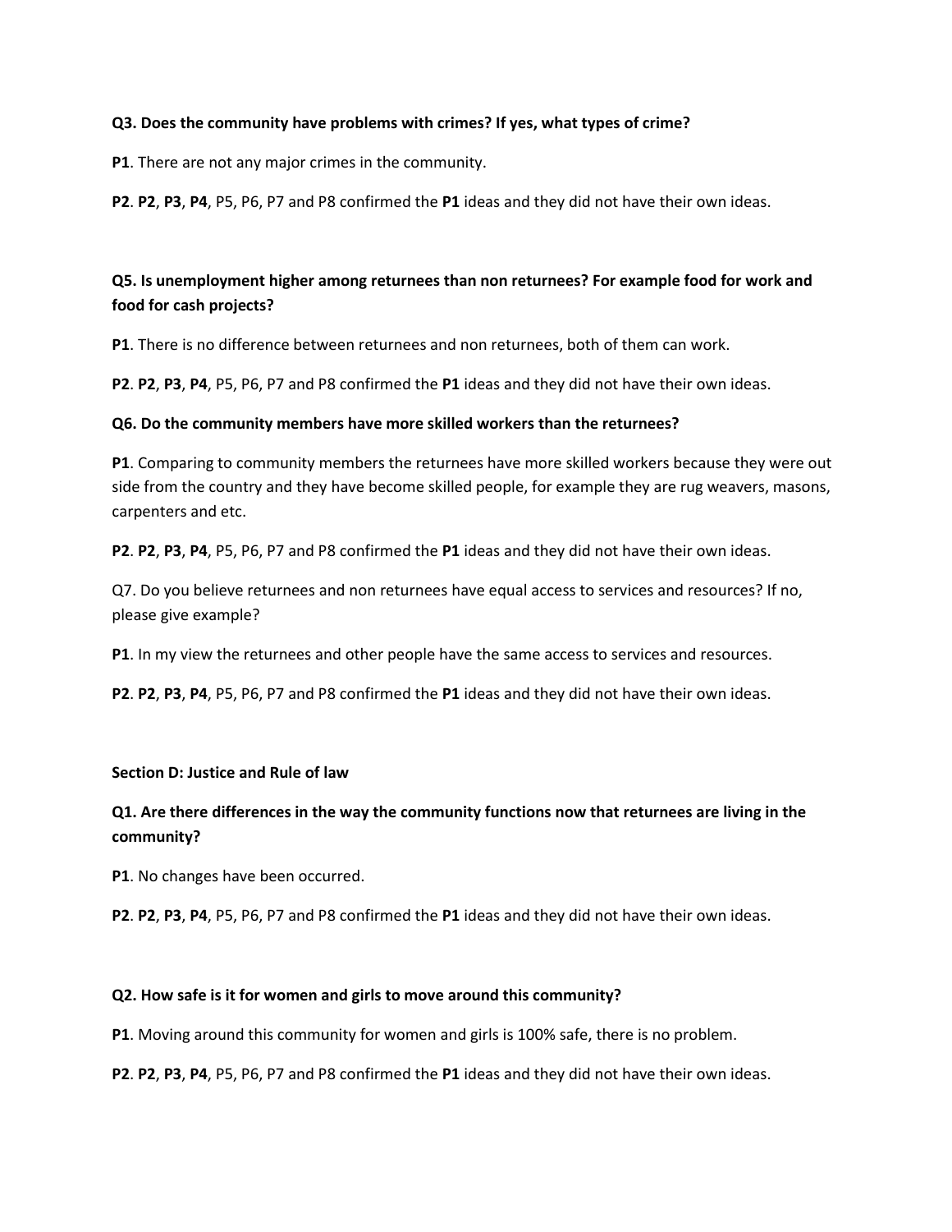**Q3. Does the community have problems with crimes? If yes, what types of crime?**

**P1**. There are not any major crimes in the community.

**P2**. **P2**, **P3**, **P4**, P5, P6, P7 and P8 confirmed the **P1** ideas and they did not have their own ideas.

**Q5. Is unemployment higher among returnees than non returnees? For example food for work and food for cash projects?**

**P1**. There is no difference between returnees and non returnees, both of them can work.

**P2**. **P2**, **P3**, **P4**, P5, P6, P7 and P8 confirmed the **P1** ideas and they did not have their own ideas.

**Q6. Do the community members have more skilled workers than the returnees?**

**P1**. Comparing to community members the returnees have more skilled workers because they were out side from the country and they have become skilled people, for example they are rug weavers, masons, carpenters and etc.

**P2**. **P2**, **P3**, **P4**, P5, P6, P7 and P8 confirmed the **P1** ideas and they did not have their own ideas.

Q7. Do you believe returnees and non returnees have equal access to services and resources? If no, please give example?

**P1**. In my view the returnees and other people have the same access to services and resources.

**P2**. **P2**, **P3**, **P4**, P5, P6, P7 and P8 confirmed the **P1** ideas and they did not have their own ideas.

**Section D: Justice and Rule of law**

**Q1. Are there differences in the way the community functions now that returnees are living in the community?**

**P1**. No changes have been occurred.

**P2**. **P2**, **P3**, **P4**, P5, P6, P7 and P8 confirmed the **P1** ideas and they did not have their own ideas.

**Q2. How safe is it for women and girls to move around this community?**

**P1**. Moving around this community for women and girls is 100% safe, there is no problem.

**P2**. **P2**, **P3**, **P4**, P5, P6, P7 and P8 confirmed the **P1** ideas and they did not have their own ideas.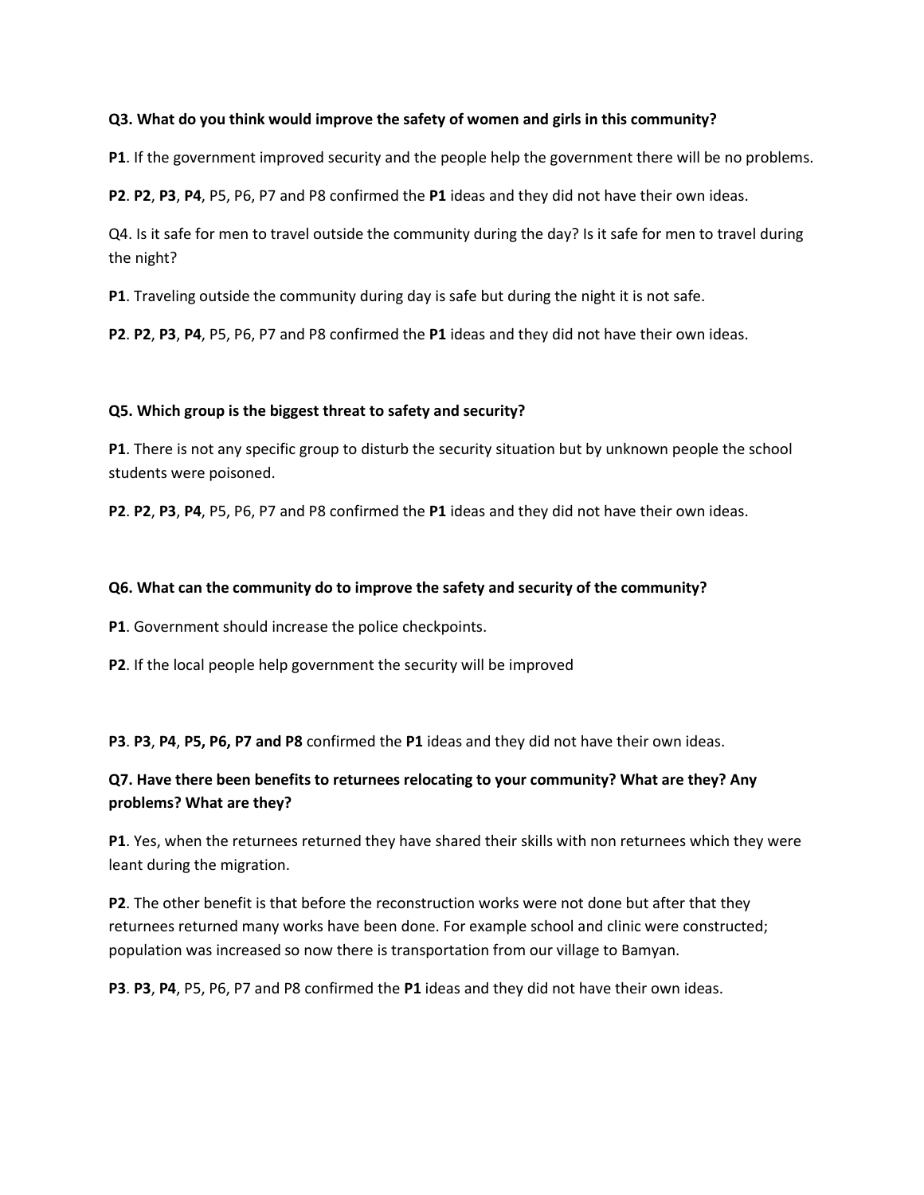**Q3. What do you think would improve the safety of women and girls in this community?**

**P1**. If the government improved security and the people help the government there will be no problems.

**P2**. **P2**, **P3**, **P4**, P5, P6, P7 and P8 confirmed the **P1** ideas and they did not have their own ideas.

Q4. Is it safe for men to travel outside the community during the day? Is it safe for men to travel during the night?

**P1**. Traveling outside the community during day is safe but during the night it is not safe.

**P2**. **P2**, **P3**, **P4**, P5, P6, P7 and P8 confirmed the **P1** ideas and they did not have their own ideas.

**Q5. Which group is the biggest threat to safety and security?**

**P1**. There is not any specific group to disturb the security situation but by unknown people the school students were poisoned.

**P2**. **P2**, **P3**, **P4**, P5, P6, P7 and P8 confirmed the **P1** ideas and they did not have their own ideas.

**Q6. What can the community do to improve the safety and security of the community?**

**P1**. Government should increase the police checkpoints.

**P2**. If the local people help government the security will be improved

**P3**. **P3**, **P4**, **P5, P6, P7 and P8** confirmed the **P1** ideas and they did not have their own ideas.

**Q7. Have there been benefits to returnees relocating to your community? What are they? Any problems? What are they?**

**P1**. Yes, when the returnees returned they have shared their skills with non returnees which they were leant during the migration.

**P2**. The other benefit is that before the reconstruction works were not done but after that they returnees returned many works have been done. For example school and clinic were constructed; population was increased so now there is transportation from our village to Bamyan.

**P3**. **P3**, **P4**, P5, P6, P7 and P8 confirmed the **P1** ideas and they did not have their own ideas.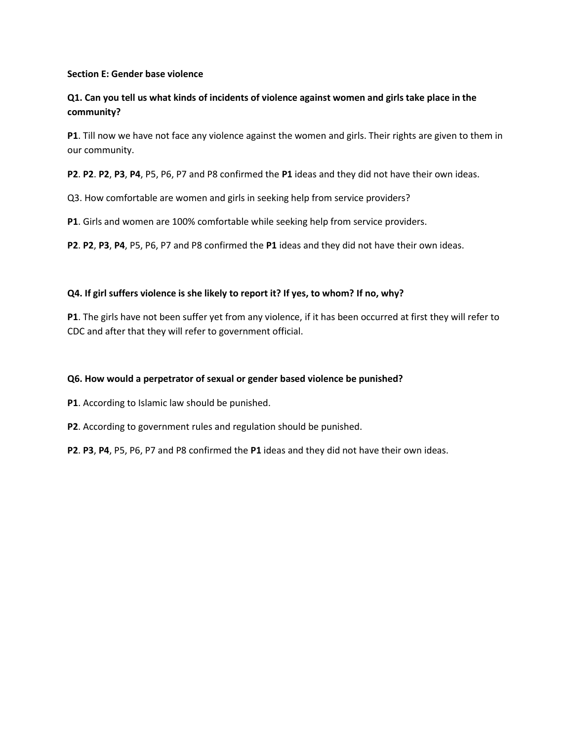**Section E: Gender base violence**

**Q1. Can you tell us what kinds of incidents of violence against women and girls take place in the community?**

**P1**. Till now we have not face any violence against the women and girls. Their rights are given to them in our community.

**P2**. **P2**. **P2**, **P3**, **P4**, P5, P6, P7 and P8 confirmed the **P1** ideas and they did not have their own ideas.

Q3. How comfortable are women and girls in seeking help from service providers?

**P1**. Girls and women are 100% comfortable while seeking help from service providers.

**P2**. **P2**, **P3**, **P4**, P5, P6, P7 and P8 confirmed the **P1** ideas and they did not have their own ideas.

**Q4. If girl suffers violence is she likely to report it? If yes, to whom? If no, why?**

**P1**. The girls have not been suffer yet from any violence, if it has been occurred at first they will refer to CDC and after that they will refer to government official.

**Q6. How would a perpetrator of sexual or gender based violence be punished?**

**P1**. According to Islamic law should be punished.

**P2**. According to government rules and regulation should be punished.

**P2**. **P3**, **P4**, P5, P6, P7 and P8 confirmed the **P1** ideas and they did not have their own ideas.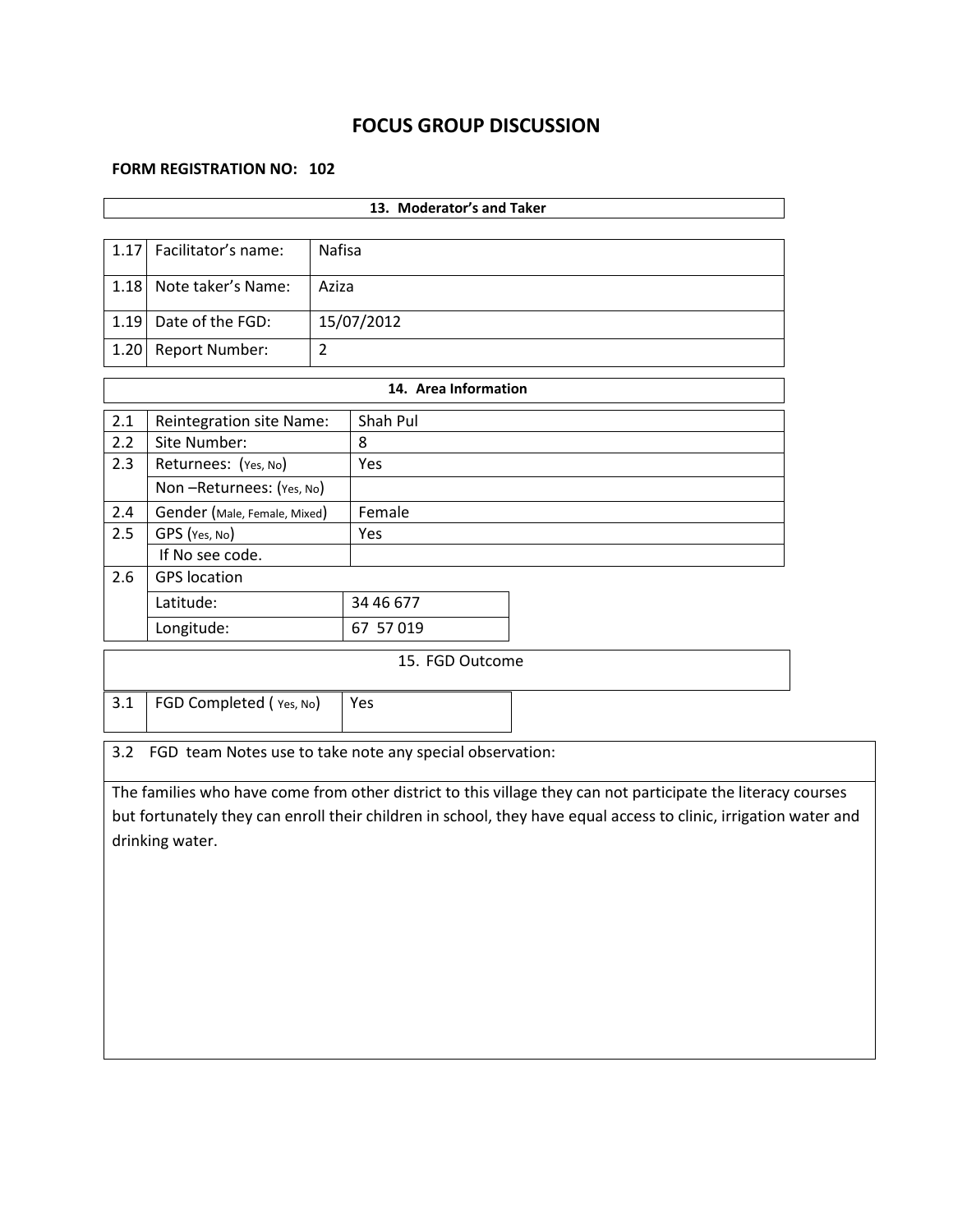# FOCUS GROUP DISCUSSION

**FORM REGISTRATION NO: 102**

| **13. Moderator's and Taker** | | |
|---|---|---|
| 1.17 | Facilitator's name: | Nafisa |
| 1.18 | Note taker's Name: | Aziza |
| 1.19 | Date of the FGD: | 15/07/2012 |
| 1.20 | Report Number: | 2 |

| **14. Area Information** | | |
|---|---|---|
| 2.1 | Reintegration site Name: | Shah Pul |
| 2.2 | Site Number: | 8 |
| 2.3 | Returnees: (Yes, No) | Yes |
| | Non –Returnees: (Yes, No) | |
| 2.4 | Gender (Male, Female, Mixed) | Female |
| 2.5 | GPS (Yes, No) | Yes |
| | If No see code. | |
| 2.6 | GPS location | |
| | Latitude: | 34 46 677 |
| | Longitude: | 67 57 019 |

| 15. FGD Outcome | | |
|---|---|---|
| 3.1 | FGD Completed ( Yes, No) | Yes |

| 3.2 FGD team Notes use to take note any special observation: |
|---|
| The families who have come from other district to this village they can not participate the literacy courses but fortunately they can enroll their children in school, they have equal access to clinic, irrigation water and drinking water. |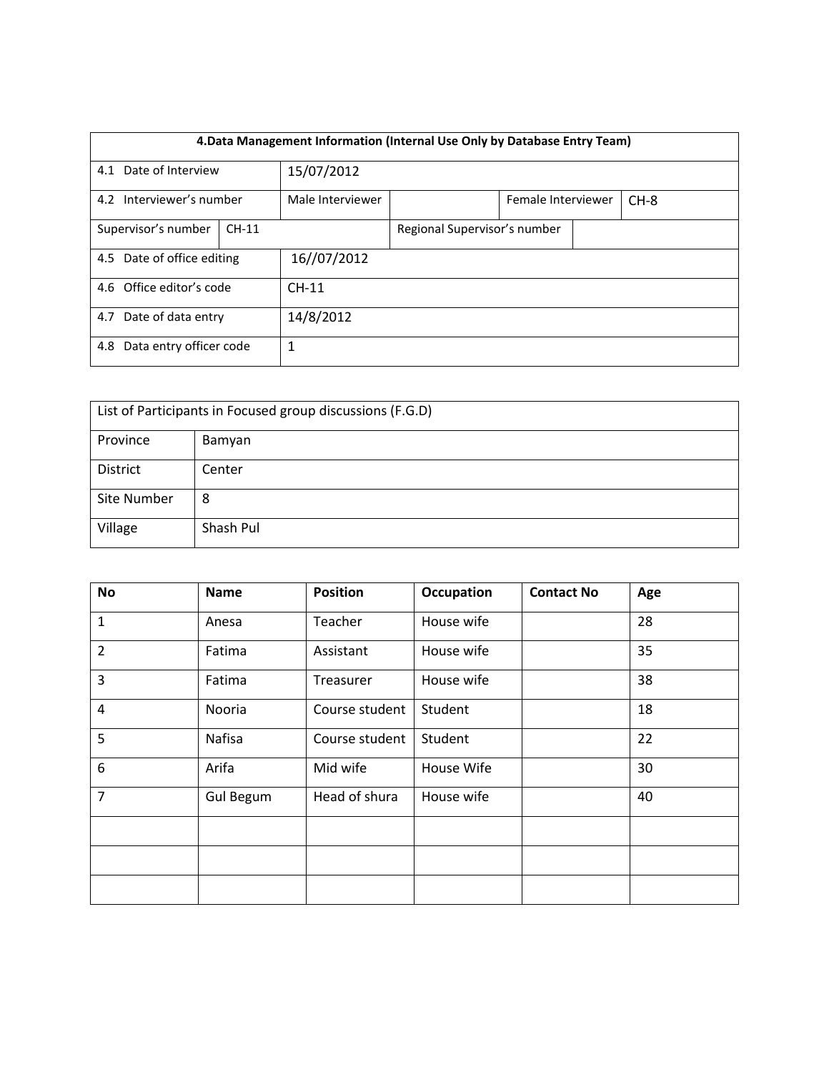| 4.Data Management Information (Internal Use Only by Database Entry Team) | | | | | |
|---|---|---|---|---|---|
| 4.1 Date of Interview | | 15/07/2012 | | | |
| 4.2 Interviewer's number | | Male Interviewer | | Female Interviewer | CH-8 |
| Supervisor's number | CH-11 | | Regional Supervisor's number | | |
| 4.5 Date of office editing | | 16//07/2012 | | | |
| 4.6 Office editor's code | | CH-11 | | | |
| 4.7 Date of data entry | | 14/8/2012 | | | |
| 4.8 Data entry officer code | | 1 | | | |

| List of Participants in Focused group discussions (F.G.D) | |
|---|---|
| Province | Bamyan |
| District | Center |
| Site Number | 8 |
| Village | Shash Pul |

| No | Name | Position | Occupation | Contact No | Age |
|---|---|---|---|---|---|
| 1 | Anesa | Teacher | House wife | | 28 |
| 2 | Fatima | Assistant | House wife | | 35 |
| 3 | Fatima | Treasurer | House wife | | 38 |
| 4 | Nooria | Course student | Student | | 18 |
| 5 | Nafisa | Course student | Student | | 22 |
| 6 | Arifa | Mid wife | House Wife | | 30 |
| 7 | Gul Begum | Head of shura | House wife | | 40 |
| | | | | | |
| | | | | | |
| | | | | | |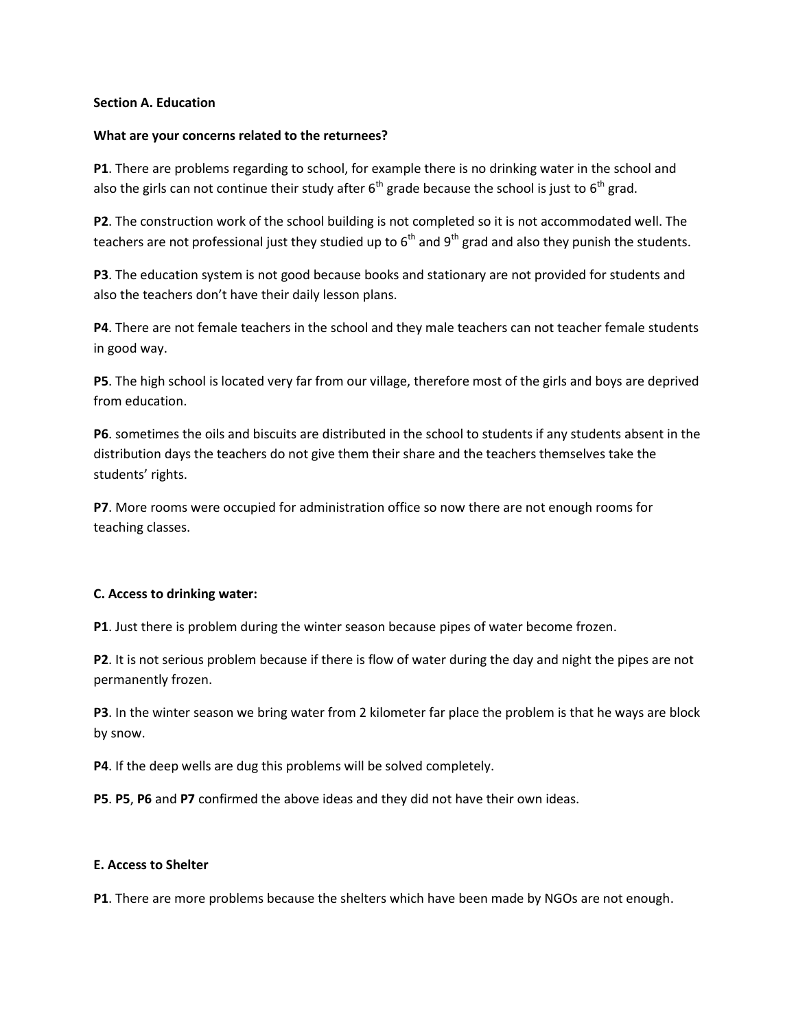**Section A. Education**

**What are your concerns related to the returnees?**

**P1**. There are problems regarding to school, for example there is no drinking water in the school and also the girls can not continue their study after 6$^{th}$ grade because the school is just to 6$^{th}$ grad.

**P2**. The construction work of the school building is not completed so it is not accommodated well. The teachers are not professional just they studied up to 6$^{th}$ and 9$^{th}$ grad and also they punish the students.

**P3**. The education system is not good because books and stationary are not provided for students and also the teachers don't have their daily lesson plans.

**P4**. There are not female teachers in the school and they male teachers can not teacher female students in good way.

**P5**. The high school is located very far from our village, therefore most of the girls and boys are deprived from education.

**P6**. sometimes the oils and biscuits are distributed in the school to students if any students absent in the distribution days the teachers do not give them their share and the teachers themselves take the students' rights.

**P7**. More rooms were occupied for administration office so now there are not enough rooms for teaching classes.

**C. Access to drinking water:**

**P1**. Just there is problem during the winter season because pipes of water become frozen.

**P2**. It is not serious problem because if there is flow of water during the day and night the pipes are not permanently frozen.

**P3**. In the winter season we bring water from 2 kilometer far place the problem is that he ways are block by snow.

**P4**. If the deep wells are dug this problems will be solved completely.

**P5**. **P5**, **P6** and **P7** confirmed the above ideas and they did not have their own ideas.

**E. Access to Shelter**

**P1**. There are more problems because the shelters which have been made by NGOs are not enough.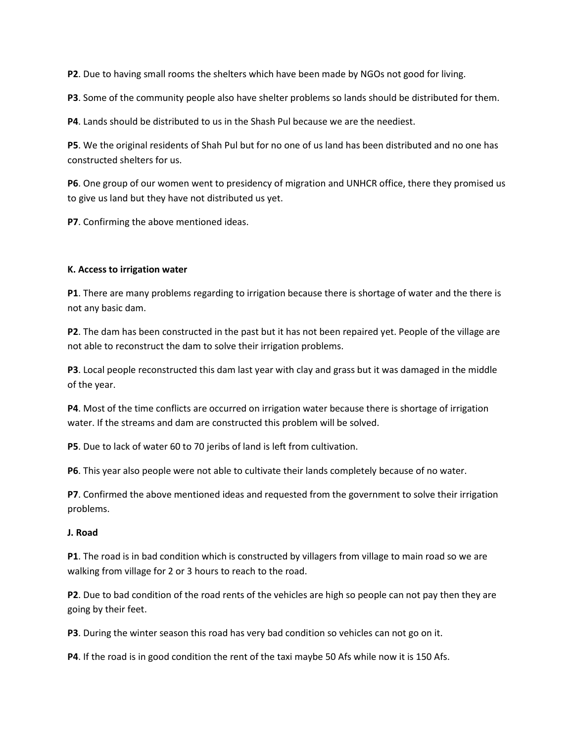**P2**. Due to having small rooms the shelters which have been made by NGOs not good for living.

**P3**. Some of the community people also have shelter problems so lands should be distributed for them.

**P4**. Lands should be distributed to us in the Shash Pul because we are the neediest.

**P5**. We the original residents of Shah Pul but for no one of us land has been distributed and no one has constructed shelters for us.

**P6**. One group of our women went to presidency of migration and UNHCR office, there they promised us to give us land but they have not distributed us yet.

**P7**. Confirming the above mentioned ideas.

**K. Access to irrigation water**

**P1**. There are many problems regarding to irrigation because there is shortage of water and the there is not any basic dam.

**P2**. The dam has been constructed in the past but it has not been repaired yet. People of the village are not able to reconstruct the dam to solve their irrigation problems.

**P3**. Local people reconstructed this dam last year with clay and grass but it was damaged in the middle of the year.

**P4**. Most of the time conflicts are occurred on irrigation water because there is shortage of irrigation water. If the streams and dam are constructed this problem will be solved.

**P5**. Due to lack of water 60 to 70 jeribs of land is left from cultivation.

**P6**. This year also people were not able to cultivate their lands completely because of no water.

**P7**. Confirmed the above mentioned ideas and requested from the government to solve their irrigation problems.

**J. Road**

**P1**. The road is in bad condition which is constructed by villagers from village to main road so we are walking from village for 2 or 3 hours to reach to the road.

**P2**. Due to bad condition of the road rents of the vehicles are high so people can not pay then they are going by their feet.

**P3**. During the winter season this road has very bad condition so vehicles can not go on it.

**P4**. If the road is in good condition the rent of the taxi maybe 50 Afs while now it is 150 Afs.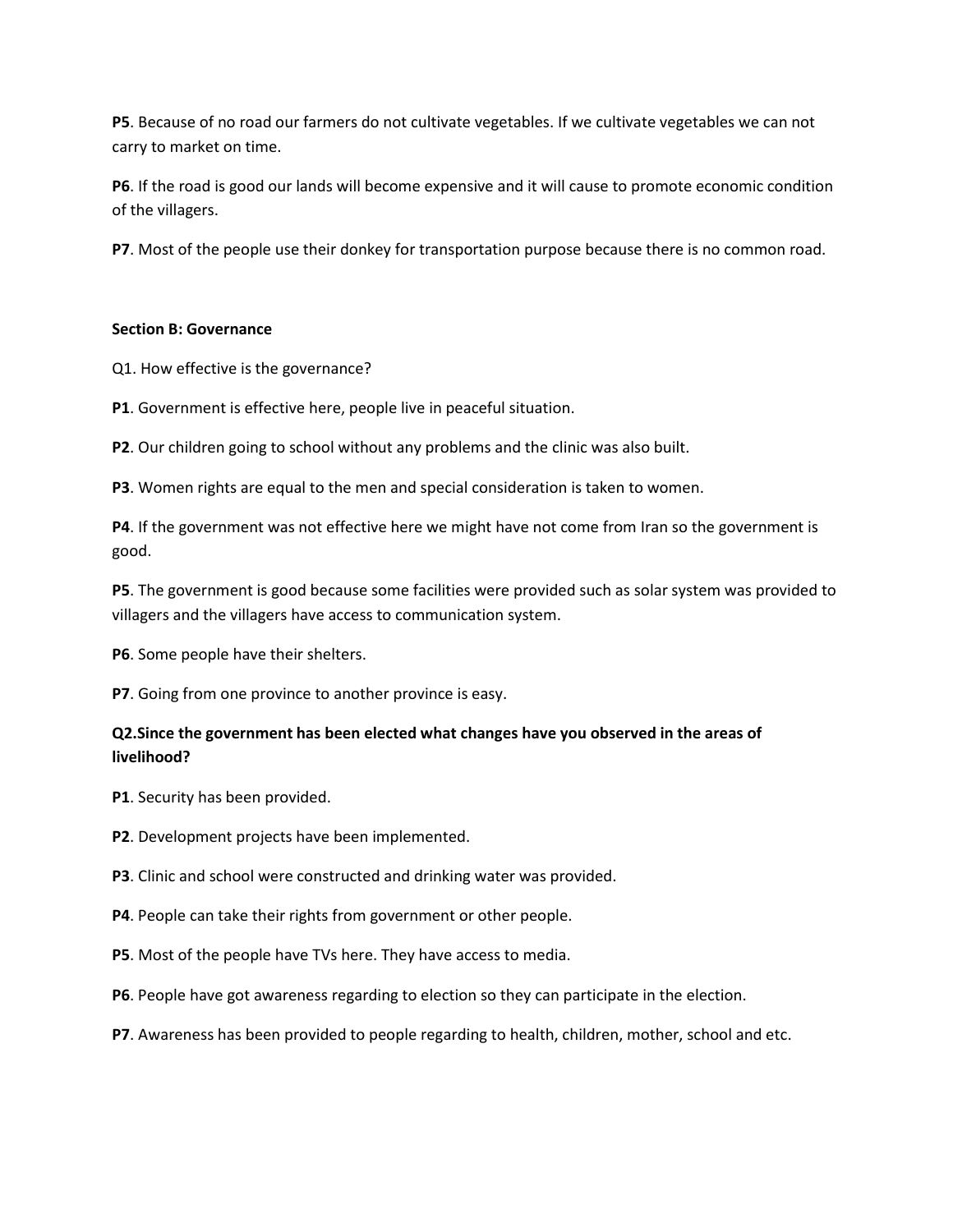**P5**. Because of no road our farmers do not cultivate vegetables. If we cultivate vegetables we can not carry to market on time.

**P6**. If the road is good our lands will become expensive and it will cause to promote economic condition of the villagers.

**P7**. Most of the people use their donkey for transportation purpose because there is no common road.

**Section B: Governance**

Q1. How effective is the governance?

**P1**. Government is effective here, people live in peaceful situation.

**P2**. Our children going to school without any problems and the clinic was also built.

**P3**. Women rights are equal to the men and special consideration is taken to women.

**P4**. If the government was not effective here we might have not come from Iran so the government is good.

**P5**. The government is good because some facilities were provided such as solar system was provided to villagers and the villagers have access to communication system.

**P6**. Some people have their shelters.

**P7**. Going from one province to another province is easy.

**Q2.Since the government has been elected what changes have you observed in the areas of livelihood?**

**P1**. Security has been provided.

**P2**. Development projects have been implemented.

**P3**. Clinic and school were constructed and drinking water was provided.

**P4**. People can take their rights from government or other people.

**P5**. Most of the people have TVs here. They have access to media.

**P6**. People have got awareness regarding to election so they can participate in the election.

**P7**. Awareness has been provided to people regarding to health, children, mother, school and etc.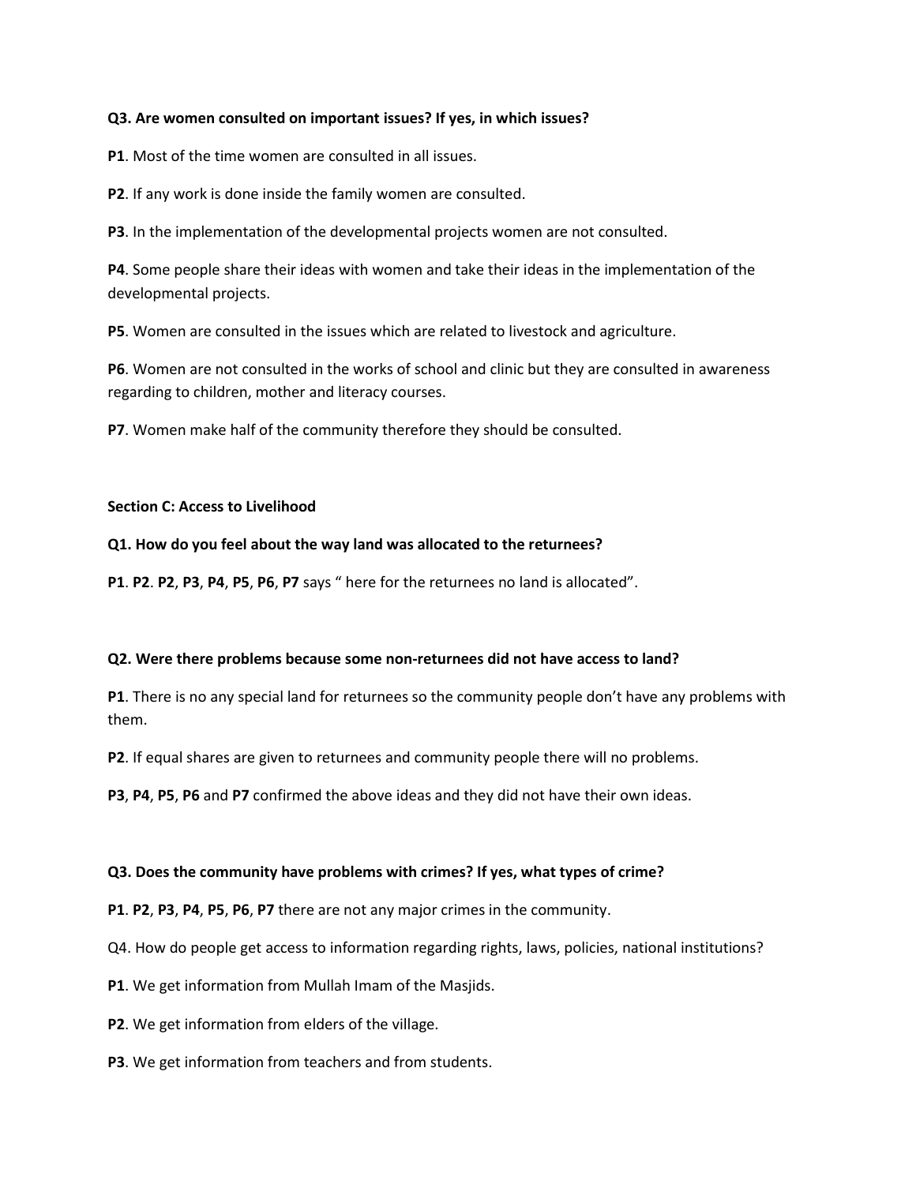**Q3. Are women consulted on important issues? If yes, in which issues?**

**P1**. Most of the time women are consulted in all issues.

**P2**. If any work is done inside the family women are consulted.

**P3**. In the implementation of the developmental projects women are not consulted.

**P4**. Some people share their ideas with women and take their ideas in the implementation of the developmental projects.

**P5**. Women are consulted in the issues which are related to livestock and agriculture.

**P6**. Women are not consulted in the works of school and clinic but they are consulted in awareness regarding to children, mother and literacy courses.

**P7**. Women make half of the community therefore they should be consulted.

**Section C: Access to Livelihood**

**Q1. How do you feel about the way land was allocated to the returnees?**

**P1**. **P2**. **P2**, **P3**, **P4**, **P5**, **P6**, **P7** says " here for the returnees no land is allocated".

**Q2. Were there problems because some non-returnees did not have access to land?**

**P1**. There is no any special land for returnees so the community people don't have any problems with them.

**P2**. If equal shares are given to returnees and community people there will no problems.

**P3**, **P4**, **P5**, **P6** and **P7** confirmed the above ideas and they did not have their own ideas.

**Q3. Does the community have problems with crimes? If yes, what types of crime?**

**P1**. **P2**, **P3**, **P4**, **P5**, **P6**, **P7** there are not any major crimes in the community.

Q4. How do people get access to information regarding rights, laws, policies, national institutions?

**P1**. We get information from Mullah Imam of the Masjids.

**P2**. We get information from elders of the village.

**P3**. We get information from teachers and from students.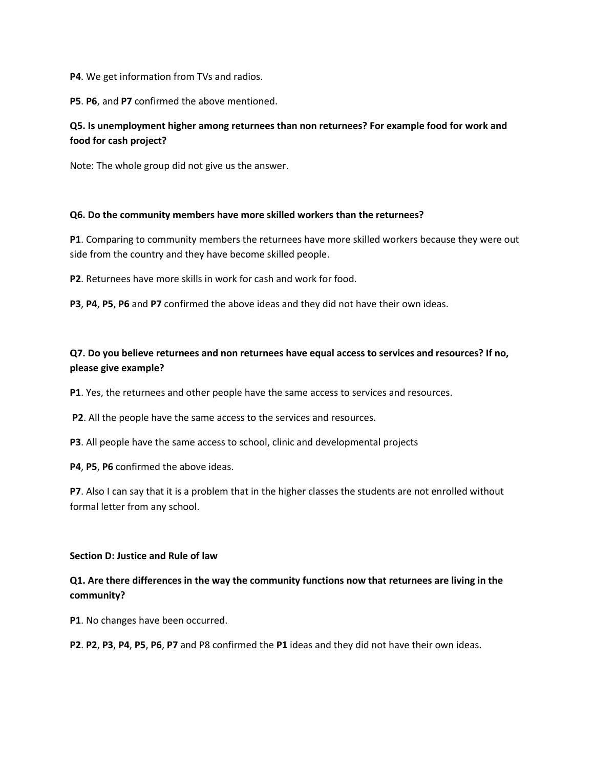**P4**. We get information from TVs and radios.

**P5**. **P6**, and **P7** confirmed the above mentioned.

**Q5. Is unemployment higher among returnees than non returnees? For example food for work and food for cash project?**

Note: The whole group did not give us the answer.

**Q6. Do the community members have more skilled workers than the returnees?**

**P1**. Comparing to community members the returnees have more skilled workers because they were out side from the country and they have become skilled people.

**P2**. Returnees have more skills in work for cash and work for food.

**P3**, **P4**, **P5**, **P6** and **P7** confirmed the above ideas and they did not have their own ideas.

**Q7. Do you believe returnees and non returnees have equal access to services and resources? If no, please give example?**

**P1**. Yes, the returnees and other people have the same access to services and resources.

**P2**. All the people have the same access to the services and resources.

**P3**. All people have the same access to school, clinic and developmental projects

**P4**, **P5**, **P6** confirmed the above ideas.

**P7**. Also I can say that it is a problem that in the higher classes the students are not enrolled without formal letter from any school.

**Section D: Justice and Rule of law**

**Q1. Are there differences in the way the community functions now that returnees are living in the community?**

**P1**. No changes have been occurred.

**P2**. **P2**, **P3**, **P4**, **P5**, **P6**, **P7** and P8 confirmed the **P1** ideas and they did not have their own ideas.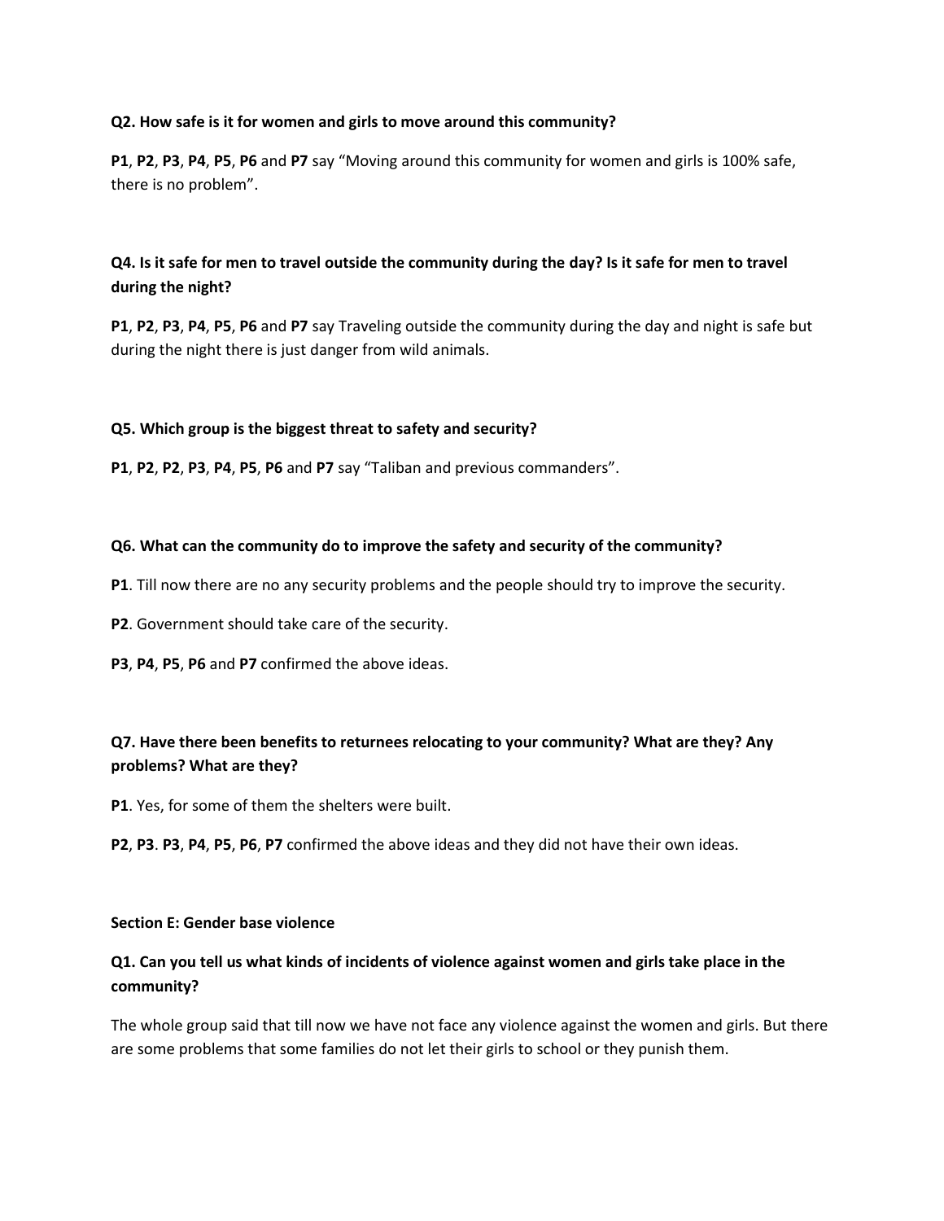**Q2. How safe is it for women and girls to move around this community?**

**P1**, **P2**, **P3**, **P4**, **P5**, **P6** and **P7** say "Moving around this community for women and girls is 100% safe, there is no problem".

**Q4. Is it safe for men to travel outside the community during the day? Is it safe for men to travel during the night?**

**P1**, **P2**, **P3**, **P4**, **P5**, **P6** and **P7** say Traveling outside the community during the day and night is safe but during the night there is just danger from wild animals.

**Q5. Which group is the biggest threat to safety and security?**

**P1**, **P2**, **P2**, **P3**, **P4**, **P5**, **P6** and **P7** say "Taliban and previous commanders".

**Q6. What can the community do to improve the safety and security of the community?**

**P1**. Till now there are no any security problems and the people should try to improve the security.

**P2**. Government should take care of the security.

**P3**, **P4**, **P5**, **P6** and **P7** confirmed the above ideas.

**Q7. Have there been benefits to returnees relocating to your community? What are they? Any problems? What are they?**

**P1**. Yes, for some of them the shelters were built.

**P2**, **P3**. **P3**, **P4**, **P5**, **P6**, **P7** confirmed the above ideas and they did not have their own ideas.

**Section E: Gender base violence**

**Q1. Can you tell us what kinds of incidents of violence against women and girls take place in the community?**

The whole group said that till now we have not face any violence against the women and girls. But there are some problems that some families do not let their girls to school or they punish them.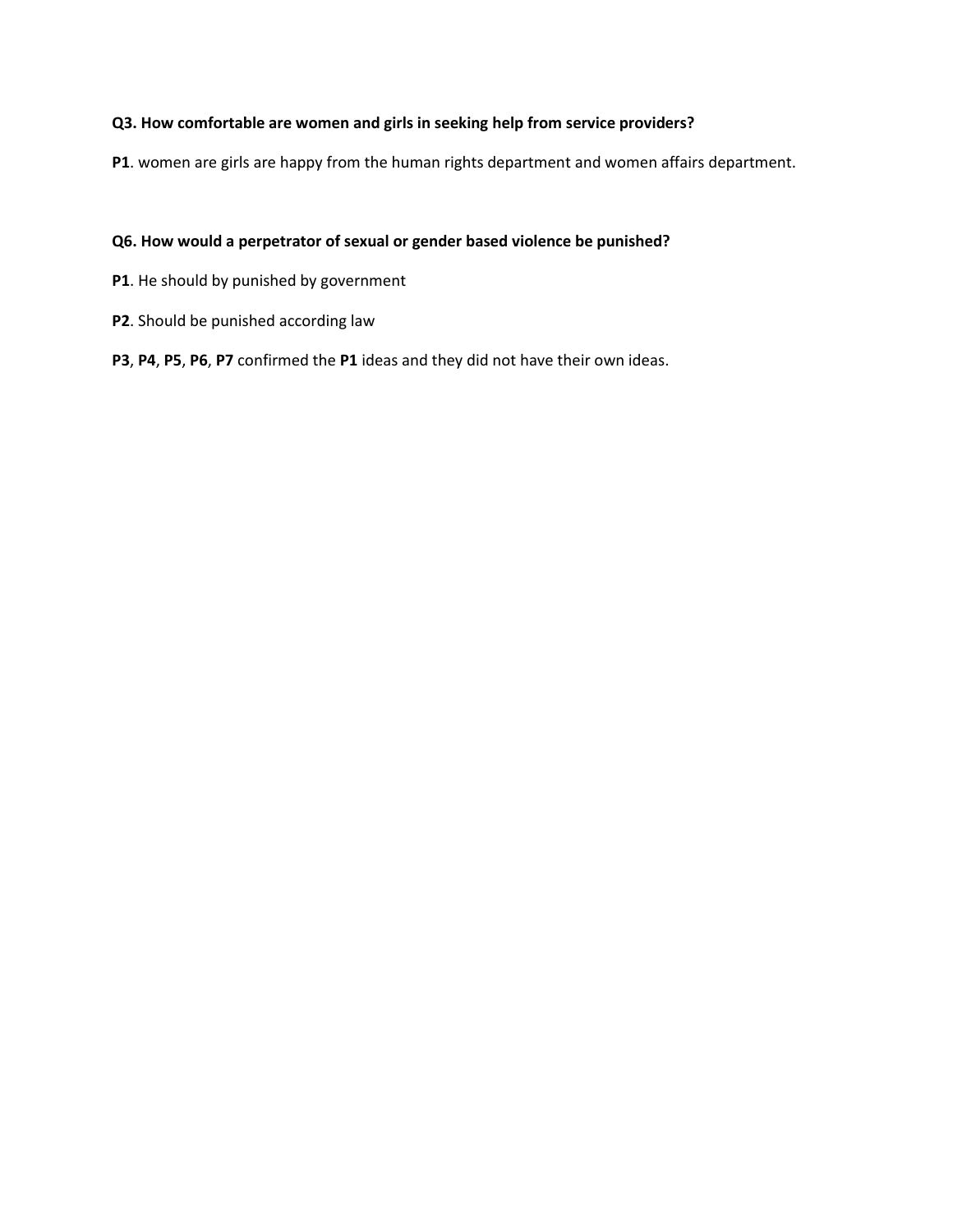**Q3. How comfortable are women and girls in seeking help from service providers?**

**P1**. women are girls are happy from the human rights department and women affairs department.

**Q6. How would a perpetrator of sexual or gender based violence be punished?**

**P1**. He should by punished by government

**P2**. Should be punished according law

**P3**, **P4**, **P5**, **P6**, **P7** confirmed the **P1** ideas and they did not have their own ideas.